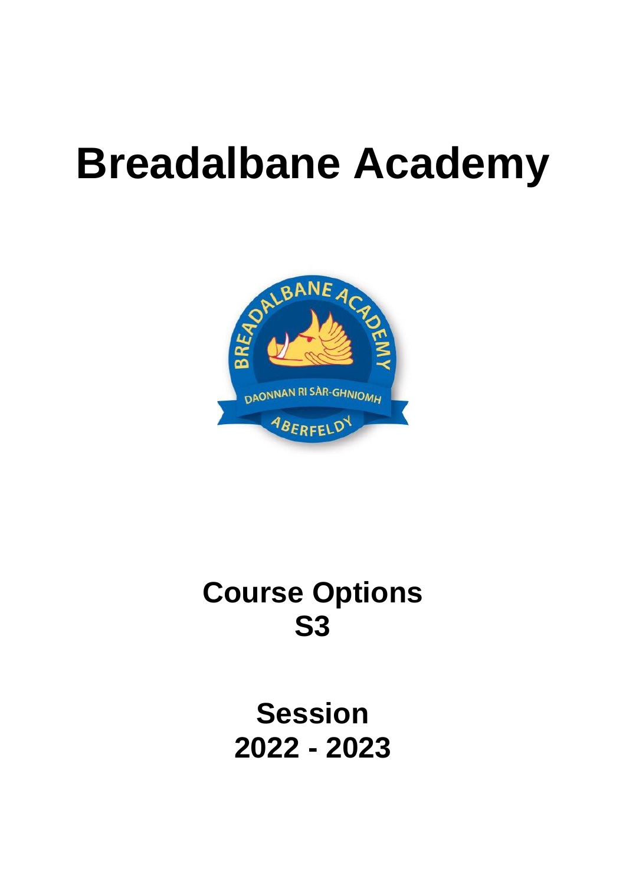# Breadalbane Academy

## Course Options
## S3

## Session
## 2022 - 2023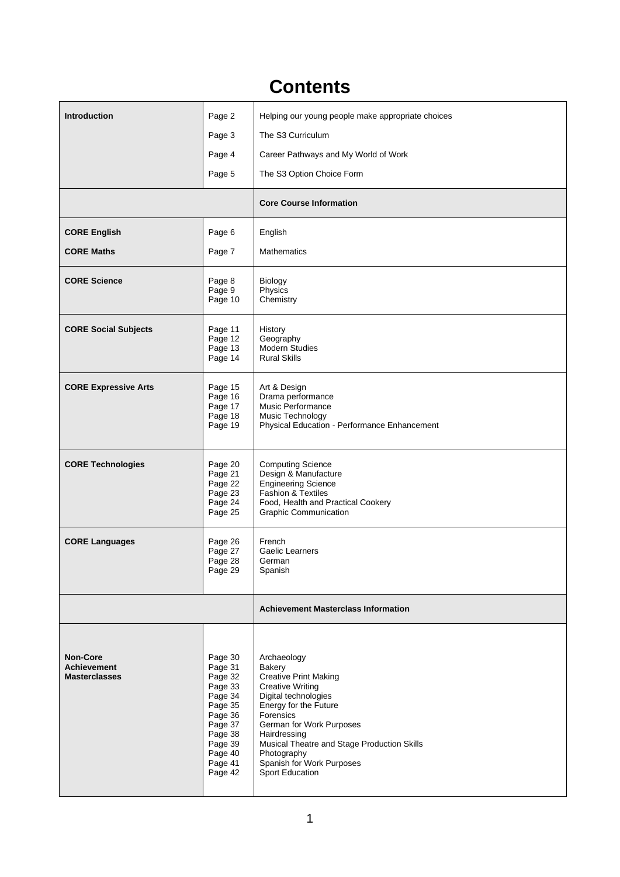# Contents

| Section | Page | Content |
|---|---|---|
| **Introduction** | Page 2 | Helping our young people make appropriate choices |
| | Page 3 | The S3 Curriculum |
| | Page 4 | Career Pathways and My World of Work |
| | Page 5 | The S3 Option Choice Form |
| | | **Core Course Information** |
| **CORE English** | Page 6 | English |
| **CORE Maths** | Page 7 | Mathematics |
| **CORE Science** | Page 8<br>Page 9<br>Page 10 | Biology<br>Physics<br>Chemistry |
| **CORE Social Subjects** | Page 11<br>Page 12<br>Page 13<br>Page 14 | History<br>Geography<br>Modern Studies<br>Rural Skills |
| **CORE Expressive Arts** | Page 15<br>Page 16<br>Page 17<br>Page 18<br>Page 19 | Art & Design<br>Drama performance<br>Music Performance<br>Music Technology<br>Physical Education - Performance Enhancement |
| **CORE Technologies** | Page 20<br>Page 21<br>Page 22<br>Page 23<br>Page 24<br>Page 25 | Computing Science<br>Design & Manufacture<br>Engineering Science<br>Fashion & Textiles<br>Food, Health and Practical Cookery<br>Graphic Communication |
| **CORE Languages** | Page 26<br>Page 27<br>Page 28<br>Page 29 | French<br>Gaelic Learners<br>German<br>Spanish |
| | | **Achievement Masterclass Information** |
| **Non-Core Achievement Masterclasses** | Page 30<br>Page 31<br>Page 32<br>Page 33<br>Page 34<br>Page 35<br>Page 36<br>Page 37<br>Page 38<br>Page 39<br>Page 40<br>Page 41<br>Page 42 | Archaeology<br>Bakery<br>Creative Print Making<br>Creative Writing<br>Digital technologies<br>Energy for the Future<br>Forensics<br>German for Work Purposes<br>Hairdressing<br>Musical Theatre and Stage Production Skills<br>Photography<br>Spanish for Work Purposes<br>Sport Education |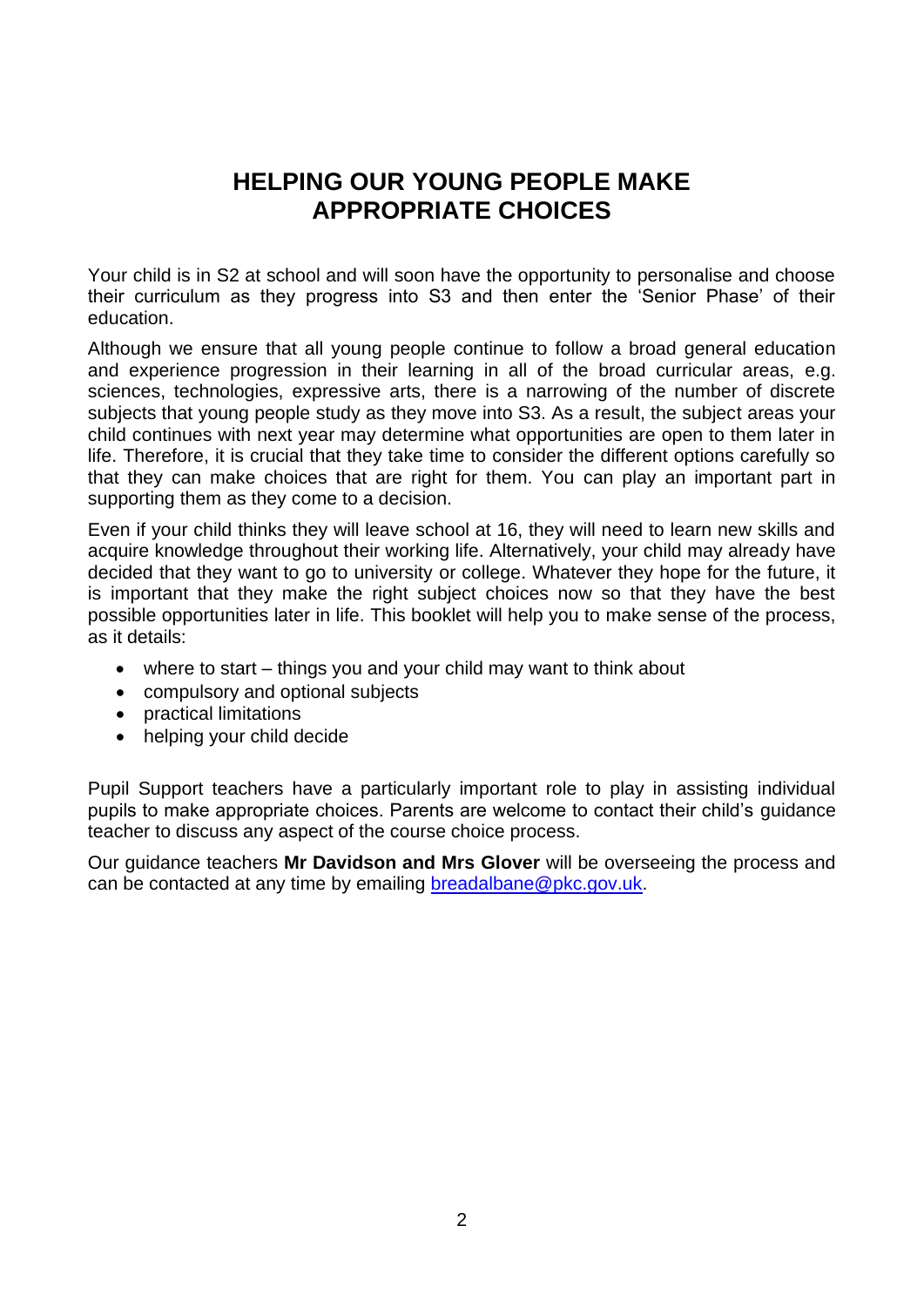# HELPING OUR YOUNG PEOPLE MAKE APPROPRIATE CHOICES

Your child is in S2 at school and will soon have the opportunity to personalise and choose their curriculum as they progress into S3 and then enter the 'Senior Phase' of their education.

Although we ensure that all young people continue to follow a broad general education and experience progression in their learning in all of the broad curricular areas, e.g. sciences, technologies, expressive arts, there is a narrowing of the number of discrete subjects that young people study as they move into S3. As a result, the subject areas your child continues with next year may determine what opportunities are open to them later in life. Therefore, it is crucial that they take time to consider the different options carefully so that they can make choices that are right for them. You can play an important part in supporting them as they come to a decision.

Even if your child thinks they will leave school at 16, they will need to learn new skills and acquire knowledge throughout their working life. Alternatively, your child may already have decided that they want to go to university or college. Whatever they hope for the future, it is important that they make the right subject choices now so that they have the best possible opportunities later in life. This booklet will help you to make sense of the process, as it details:

- where to start – things you and your child may want to think about
- compulsory and optional subjects
- practical limitations
- helping your child decide

Pupil Support teachers have a particularly important role to play in assisting individual pupils to make appropriate choices. Parents are welcome to contact their child's guidance teacher to discuss any aspect of the course choice process.

Our guidance teachers **Mr Davidson and Mrs Glover** will be overseeing the process and can be contacted at any time by emailing breadalbane@pkc.gov.uk.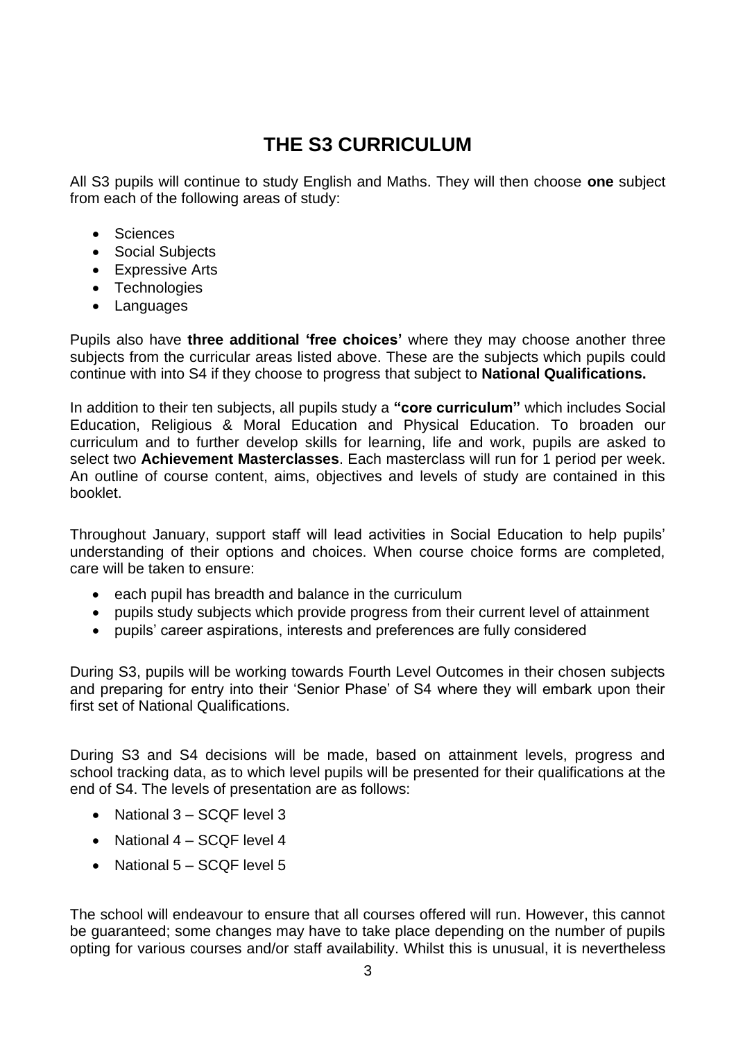# THE S3 CURRICULUM

All S3 pupils will continue to study English and Maths. They will then choose **one** subject from each of the following areas of study:

- Sciences
- Social Subjects
- Expressive Arts
- Technologies
- Languages

Pupils also have **three additional 'free choices'** where they may choose another three subjects from the curricular areas listed above. These are the subjects which pupils could continue with into S4 if they choose to progress that subject to **National Qualifications.**

In addition to their ten subjects, all pupils study a **"core curriculum"** which includes Social Education, Religious & Moral Education and Physical Education. To broaden our curriculum and to further develop skills for learning, life and work, pupils are asked to select two **Achievement Masterclasses**. Each masterclass will run for 1 period per week. An outline of course content, aims, objectives and levels of study are contained in this booklet.

Throughout January, support staff will lead activities in Social Education to help pupils' understanding of their options and choices. When course choice forms are completed, care will be taken to ensure:

- each pupil has breadth and balance in the curriculum
- pupils study subjects which provide progress from their current level of attainment
- pupils' career aspirations, interests and preferences are fully considered

During S3, pupils will be working towards Fourth Level Outcomes in their chosen subjects and preparing for entry into their 'Senior Phase' of S4 where they will embark upon their first set of National Qualifications.

During S3 and S4 decisions will be made, based on attainment levels, progress and school tracking data, as to which level pupils will be presented for their qualifications at the end of S4. The levels of presentation are as follows:

- National 3 – SCQF level 3
- National 4 – SCQF level 4
- National 5 – SCQF level 5

The school will endeavour to ensure that all courses offered will run. However, this cannot be guaranteed; some changes may have to take place depending on the number of pupils opting for various courses and/or staff availability. Whilst this is unusual, it is nevertheless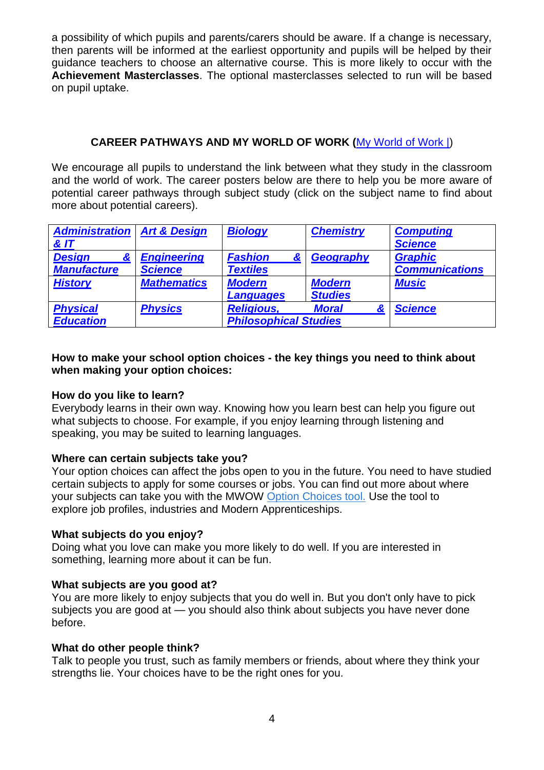a possibility of which pupils and parents/carers should be aware. If a change is necessary, then parents will be informed at the earliest opportunity and pupils will be helped by their guidance teachers to choose an alternative course. This is more likely to occur with the **Achievement Masterclasses**. The optional masterclasses selected to run will be based on pupil uptake.

## CAREER PATHWAYS AND MY WORLD OF WORK (My World of Work |)

We encourage all pupils to understand the link between what they study in the classroom and the world of work. The career posters below are there to help you be more aware of potential career pathways through subject study (click on the subject name to find about more about potential careers).

| | | | | |
|---|---|---|---|---|
| ***Administration & IT*** | ***Art & Design*** | ***Biology*** | ***Chemistry*** | ***Computing Science*** |
| ***Design & Manufacture*** | ***Engineering Science*** | ***Fashion & Textiles*** | ***Geography*** | ***Graphic Communications*** |
| ***History*** | ***Mathematics*** | ***Modern Languages*** | ***Modern Studies*** | ***Music*** |
| ***Physical Education*** | ***Physics*** | ***Religious, Moral & Philosophical Studies*** | | ***Science*** |

**How to make your school option choices - the key things you need to think about when making your option choices:**

**How do you like to learn?**
Everybody learns in their own way. Knowing how you learn best can help you figure out what subjects to choose. For example, if you enjoy learning through listening and speaking, you may be suited to learning languages.

**Where can certain subjects take you?**
Your option choices can affect the jobs open to you in the future. You need to have studied certain subjects to apply for some courses or jobs. You can find out more about where your subjects can take you with the MWOW Option Choices tool. Use the tool to explore job profiles, industries and Modern Apprenticeships.

**What subjects do you enjoy?**
Doing what you love can make you more likely to do well. If you are interested in something, learning more about it can be fun.

**What subjects are you good at?**
You are more likely to enjoy subjects that you do well in. But you don't only have to pick subjects you are good at — you should also think about subjects you have never done before.

**What do other people think?**
Talk to people you trust, such as family members or friends, about where they think your strengths lie. Your choices have to be the right ones for you.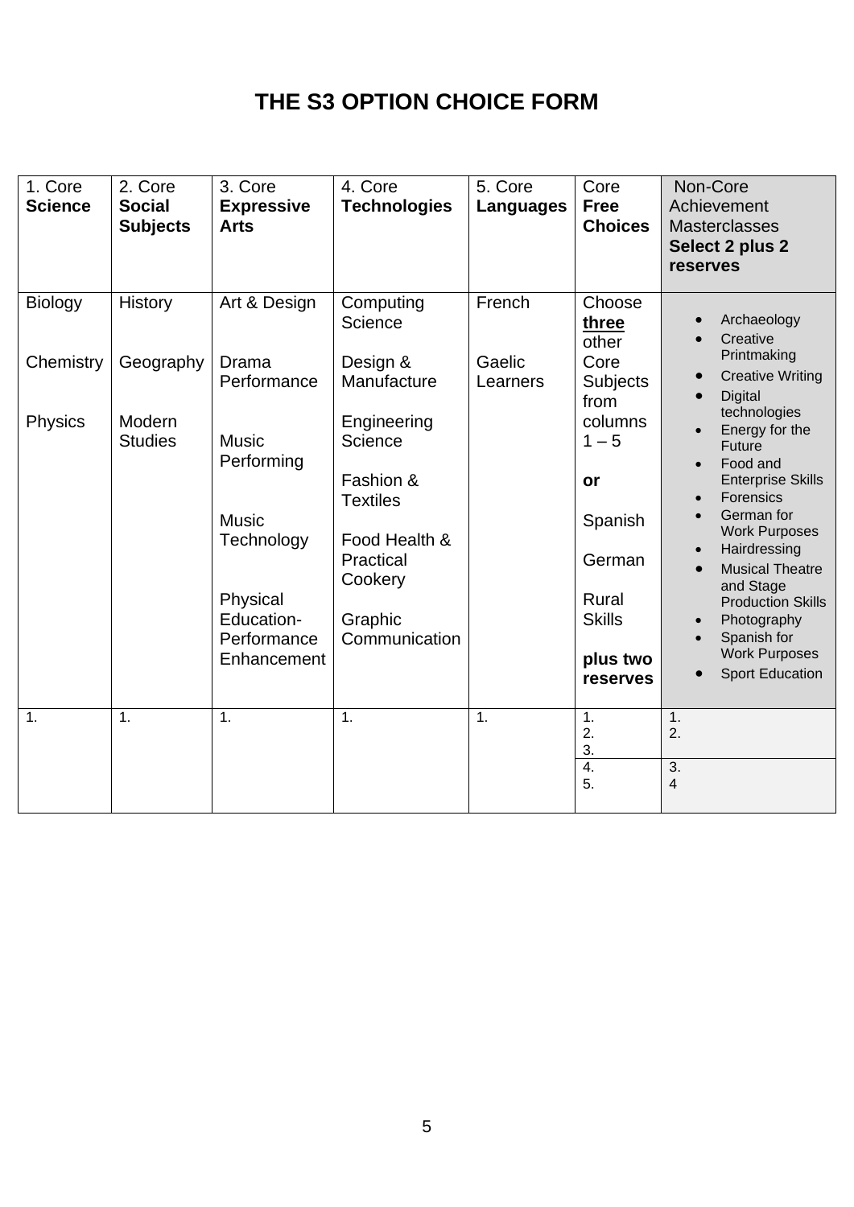# THE S3 OPTION CHOICE FORM

| 1. Core **Science** | 2. Core **Social Subjects** | 3. Core **Expressive Arts** | 4. Core **Technologies** | 5. Core **Languages** | Core **Free Choices** | Non-Core Achievement Masterclasses **Select 2 plus 2 reserves** |
|---|---|---|---|---|---|---|
| Biology<br><br>Chemistry<br><br>Physics | History<br><br>Geography<br><br>Modern Studies | Art & Design<br><br>Drama Performance<br><br>Music Performing<br><br>Music Technology<br><br>Physical Education- Performance Enhancement | Computing Science<br><br>Design & Manufacture<br><br>Engineering Science<br><br>Fashion & Textiles<br><br>Food Health & Practical Cookery<br><br>Graphic Communication | French<br><br>Gaelic Learners | Choose **three** other Core Subjects from columns 1 – 5<br><br>**or**<br><br>Spanish<br><br>German<br><br>Rural Skills<br><br>**plus two reserves** | • Archaeology<br>• Creative Printmaking<br>• Creative Writing<br>• Digital technologies<br>• Energy for the Future<br>• Food and Enterprise Skills<br>• Forensics<br>• German for Work Purposes<br>• Hairdressing<br>• Musical Theatre and Stage Production Skills<br>• Photography<br>• Spanish for Work Purposes<br>• Sport Education |
| 1. | 1. | 1. | 1. | 1. | 1.<br>2.<br>3. | 1.<br>2. |
| | | | | | 4.<br>5. | 3.<br>4 |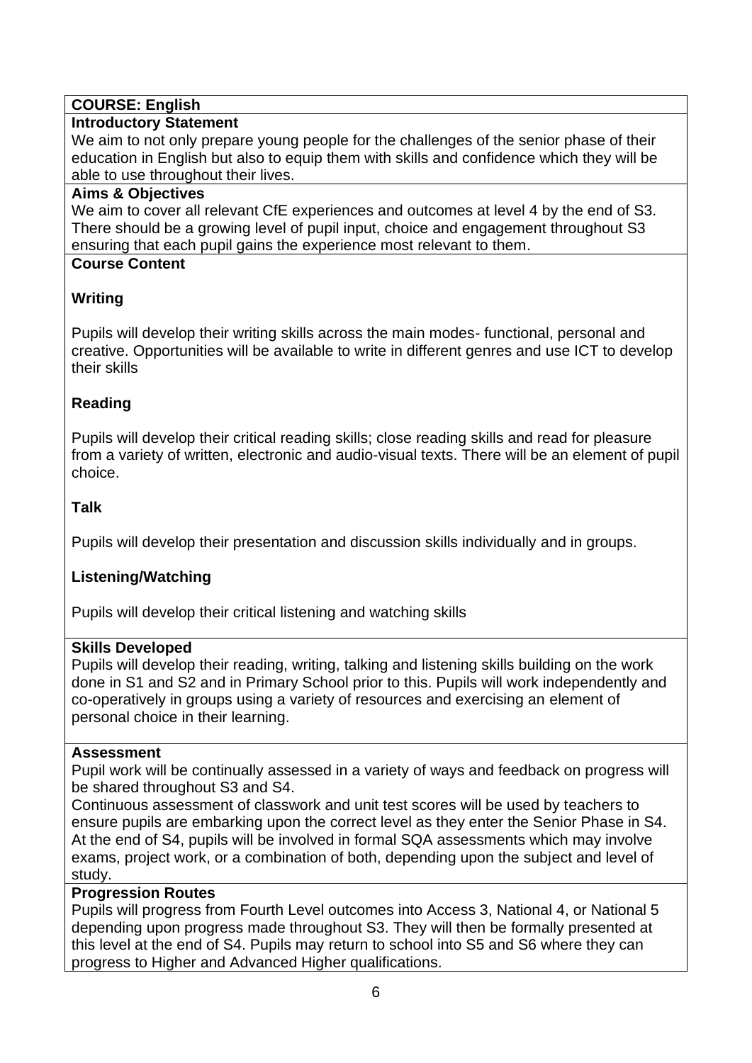**COURSE: English**

**Introductory Statement**

We aim to not only prepare young people for the challenges of the senior phase of their education in English but also to equip them with skills and confidence which they will be able to use throughout their lives.

**Aims & Objectives**

We aim to cover all relevant CfE experiences and outcomes at level 4 by the end of S3. There should be a growing level of pupil input, choice and engagement throughout S3 ensuring that each pupil gains the experience most relevant to them.

**Course Content**

**Writing**

Pupils will develop their writing skills across the main modes- functional, personal and creative. Opportunities will be available to write in different genres and use ICT to develop their skills

**Reading**

Pupils will develop their critical reading skills; close reading skills and read for pleasure from a variety of written, electronic and audio-visual texts. There will be an element of pupil choice.

**Talk**

Pupils will develop their presentation and discussion skills individually and in groups.

**Listening/Watching**

Pupils will develop their critical listening and watching skills

**Skills Developed**

Pupils will develop their reading, writing, talking and listening skills building on the work done in S1 and S2 and in Primary School prior to this. Pupils will work independently and co-operatively in groups using a variety of resources and exercising an element of personal choice in their learning.

**Assessment**

Pupil work will be continually assessed in a variety of ways and feedback on progress will be shared throughout S3 and S4.

Continuous assessment of classwork and unit test scores will be used by teachers to ensure pupils are embarking upon the correct level as they enter the Senior Phase in S4. At the end of S4, pupils will be involved in formal SQA assessments which may involve exams, project work, or a combination of both, depending upon the subject and level of study.

**Progression Routes**

Pupils will progress from Fourth Level outcomes into Access 3, National 4, or National 5 depending upon progress made throughout S3. They will then be formally presented at this level at the end of S4. Pupils may return to school into S5 and S6 where they can progress to Higher and Advanced Higher qualifications.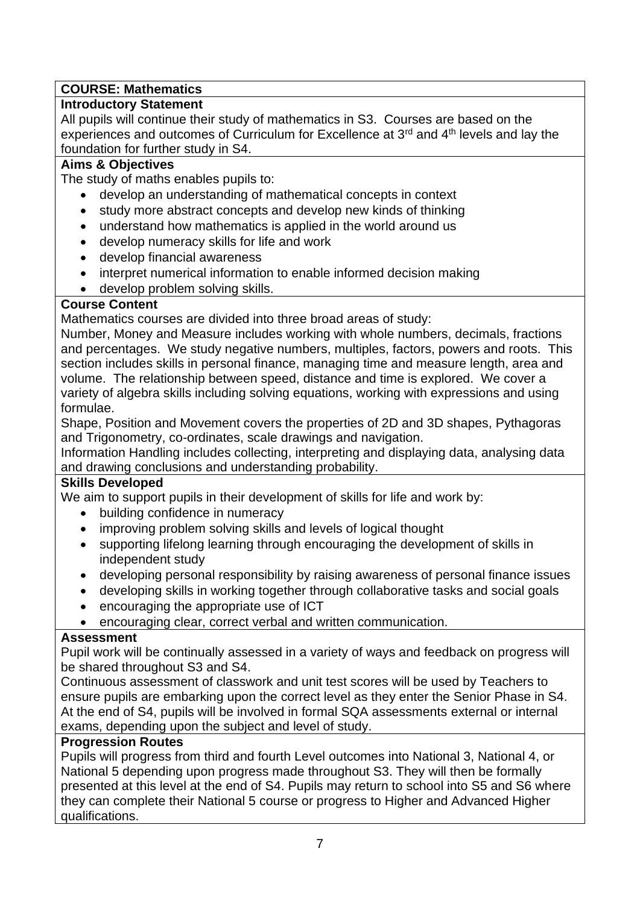**COURSE: Mathematics**

**Introductory Statement**

All pupils will continue their study of mathematics in S3. Courses are based on the experiences and outcomes of Curriculum for Excellence at 3rd and 4th levels and lay the foundation for further study in S4.

**Aims & Objectives**

The study of maths enables pupils to:

- develop an understanding of mathematical concepts in context
- study more abstract concepts and develop new kinds of thinking
- understand how mathematics is applied in the world around us
- develop numeracy skills for life and work
- develop financial awareness
- interpret numerical information to enable informed decision making
- develop problem solving skills.

**Course Content**

Mathematics courses are divided into three broad areas of study:

Number, Money and Measure includes working with whole numbers, decimals, fractions and percentages. We study negative numbers, multiples, factors, powers and roots. This section includes skills in personal finance, managing time and measure length, area and volume. The relationship between speed, distance and time is explored. We cover a variety of algebra skills including solving equations, working with expressions and using formulae.

Shape, Position and Movement covers the properties of 2D and 3D shapes, Pythagoras and Trigonometry, co-ordinates, scale drawings and navigation.

Information Handling includes collecting, interpreting and displaying data, analysing data and drawing conclusions and understanding probability.

**Skills Developed**

We aim to support pupils in their development of skills for life and work by:

- building confidence in numeracy
- improving problem solving skills and levels of logical thought
- supporting lifelong learning through encouraging the development of skills in independent study
- developing personal responsibility by raising awareness of personal finance issues
- developing skills in working together through collaborative tasks and social goals
- encouraging the appropriate use of ICT
- encouraging clear, correct verbal and written communication.

**Assessment**

Pupil work will be continually assessed in a variety of ways and feedback on progress will be shared throughout S3 and S4.

Continuous assessment of classwork and unit test scores will be used by Teachers to ensure pupils are embarking upon the correct level as they enter the Senior Phase in S4. At the end of S4, pupils will be involved in formal SQA assessments external or internal exams, depending upon the subject and level of study.

**Progression Routes**

Pupils will progress from third and fourth Level outcomes into National 3, National 4, or National 5 depending upon progress made throughout S3. They will then be formally presented at this level at the end of S4. Pupils may return to school into S5 and S6 where they can complete their National 5 course or progress to Higher and Advanced Higher qualifications.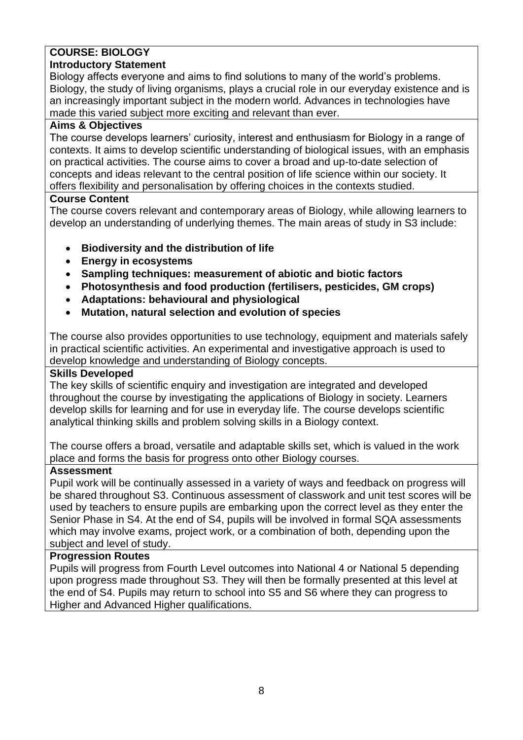# COURSE: BIOLOGY

## Introductory Statement

Biology affects everyone and aims to find solutions to many of the world's problems. Biology, the study of living organisms, plays a crucial role in our everyday existence and is an increasingly important subject in the modern world. Advances in technologies have made this varied subject more exciting and relevant than ever.

## Aims & Objectives

The course develops learners' curiosity, interest and enthusiasm for Biology in a range of contexts. It aims to develop scientific understanding of biological issues, with an emphasis on practical activities. The course aims to cover a broad and up-to-date selection of concepts and ideas relevant to the central position of life science within our society. It offers flexibility and personalisation by offering choices in the contexts studied.

## Course Content

The course covers relevant and contemporary areas of Biology, while allowing learners to develop an understanding of underlying themes. The main areas of study in S3 include:

- **Biodiversity and the distribution of life**
- **Energy in ecosystems**
- **Sampling techniques: measurement of abiotic and biotic factors**
- **Photosynthesis and food production (fertilisers, pesticides, GM crops)**
- **Adaptations: behavioural and physiological**
- **Mutation, natural selection and evolution of species**

The course also provides opportunities to use technology, equipment and materials safely in practical scientific activities. An experimental and investigative approach is used to develop knowledge and understanding of Biology concepts.

## Skills Developed

The key skills of scientific enquiry and investigation are integrated and developed throughout the course by investigating the applications of Biology in society. Learners develop skills for learning and for use in everyday life. The course develops scientific analytical thinking skills and problem solving skills in a Biology context.

The course offers a broad, versatile and adaptable skills set, which is valued in the work place and forms the basis for progress onto other Biology courses.

## Assessment

Pupil work will be continually assessed in a variety of ways and feedback on progress will be shared throughout S3. Continuous assessment of classwork and unit test scores will be used by teachers to ensure pupils are embarking upon the correct level as they enter the Senior Phase in S4. At the end of S4, pupils will be involved in formal SQA assessments which may involve exams, project work, or a combination of both, depending upon the subject and level of study.

## Progression Routes

Pupils will progress from Fourth Level outcomes into National 4 or National 5 depending upon progress made throughout S3. They will then be formally presented at this level at the end of S4. Pupils may return to school into S5 and S6 where they can progress to Higher and Advanced Higher qualifications.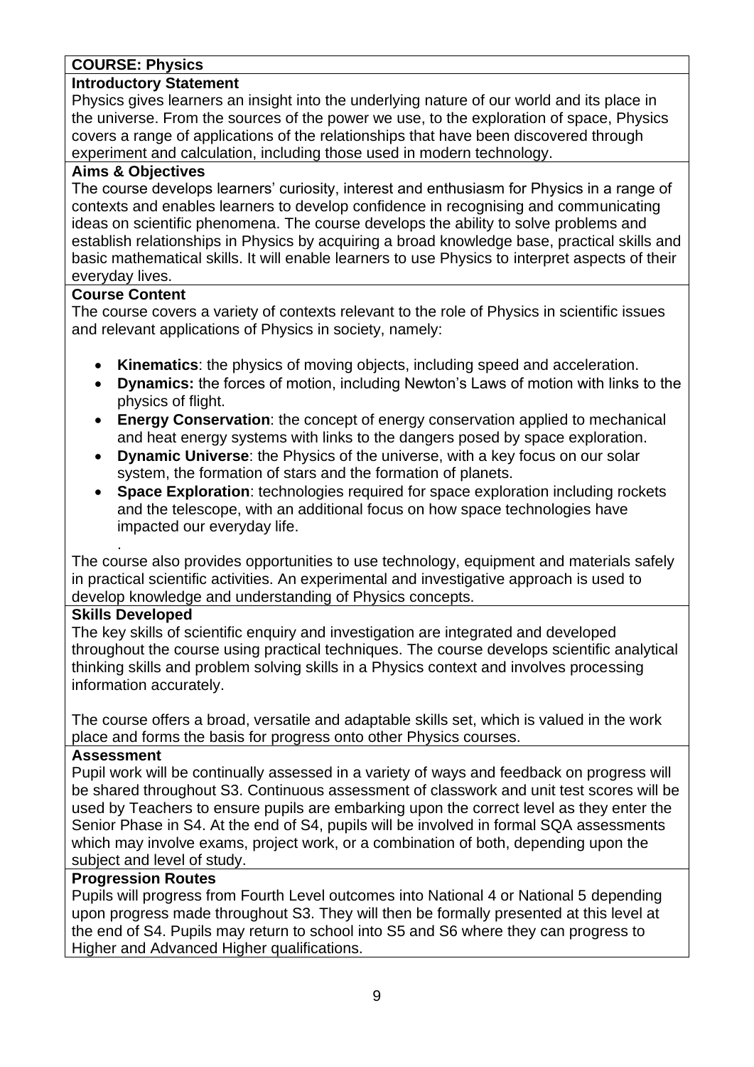## COURSE: Physics

### Introductory Statement

Physics gives learners an insight into the underlying nature of our world and its place in the universe. From the sources of the power we use, to the exploration of space, Physics covers a range of applications of the relationships that have been discovered through experiment and calculation, including those used in modern technology.

### Aims & Objectives

The course develops learners' curiosity, interest and enthusiasm for Physics in a range of contexts and enables learners to develop confidence in recognising and communicating ideas on scientific phenomena. The course develops the ability to solve problems and establish relationships in Physics by acquiring a broad knowledge base, practical skills and basic mathematical skills. It will enable learners to use Physics to interpret aspects of their everyday lives.

### Course Content

The course covers a variety of contexts relevant to the role of Physics in scientific issues and relevant applications of Physics in society, namely:

- **Kinematics**: the physics of moving objects, including speed and acceleration.
- **Dynamics:** the forces of motion, including Newton's Laws of motion with links to the physics of flight.
- **Energy Conservation**: the concept of energy conservation applied to mechanical and heat energy systems with links to the dangers posed by space exploration.
- **Dynamic Universe**: the Physics of the universe, with a key focus on our solar system, the formation of stars and the formation of planets.
- **Space Exploration**: technologies required for space exploration including rockets and the telescope, with an additional focus on how space technologies have impacted our everyday life.

The course also provides opportunities to use technology, equipment and materials safely in practical scientific activities. An experimental and investigative approach is used to develop knowledge and understanding of Physics concepts.

### Skills Developed

The key skills of scientific enquiry and investigation are integrated and developed throughout the course using practical techniques. The course develops scientific analytical thinking skills and problem solving skills in a Physics context and involves processing information accurately.

The course offers a broad, versatile and adaptable skills set, which is valued in the work place and forms the basis for progress onto other Physics courses.

### Assessment

Pupil work will be continually assessed in a variety of ways and feedback on progress will be shared throughout S3. Continuous assessment of classwork and unit test scores will be used by Teachers to ensure pupils are embarking upon the correct level as they enter the Senior Phase in S4. At the end of S4, pupils will be involved in formal SQA assessments which may involve exams, project work, or a combination of both, depending upon the subject and level of study.

### Progression Routes

Pupils will progress from Fourth Level outcomes into National 4 or National 5 depending upon progress made throughout S3. They will then be formally presented at this level at the end of S4. Pupils may return to school into S5 and S6 where they can progress to Higher and Advanced Higher qualifications.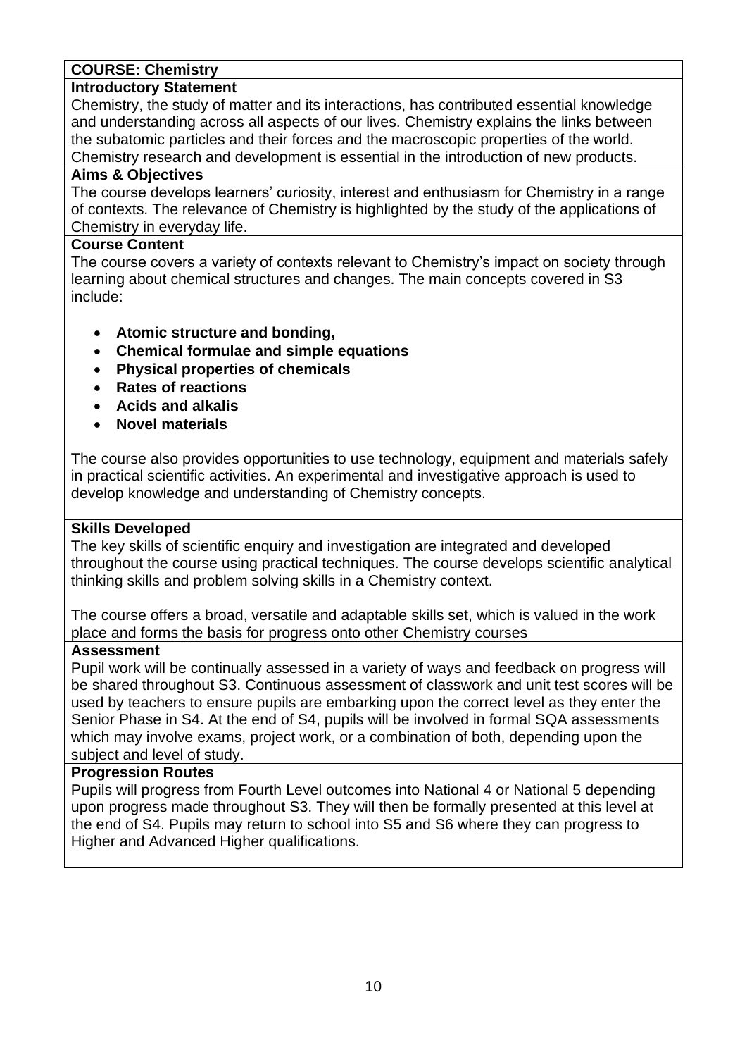## COURSE: Chemistry

### Introductory Statement

Chemistry, the study of matter and its interactions, has contributed essential knowledge and understanding across all aspects of our lives. Chemistry explains the links between the subatomic particles and their forces and the macroscopic properties of the world. Chemistry research and development is essential in the introduction of new products.

### Aims & Objectives

The course develops learners' curiosity, interest and enthusiasm for Chemistry in a range of contexts. The relevance of Chemistry is highlighted by the study of the applications of Chemistry in everyday life.

### Course Content

The course covers a variety of contexts relevant to Chemistry's impact on society through learning about chemical structures and changes. The main concepts covered in S3 include:

- **Atomic structure and bonding,**
- **Chemical formulae and simple equations**
- **Physical properties of chemicals**
- **Rates of reactions**
- **Acids and alkalis**
- **Novel materials**

The course also provides opportunities to use technology, equipment and materials safely in practical scientific activities. An experimental and investigative approach is used to develop knowledge and understanding of Chemistry concepts.

### Skills Developed

The key skills of scientific enquiry and investigation are integrated and developed throughout the course using practical techniques. The course develops scientific analytical thinking skills and problem solving skills in a Chemistry context.

The course offers a broad, versatile and adaptable skills set, which is valued in the work place and forms the basis for progress onto other Chemistry courses

### Assessment

Pupil work will be continually assessed in a variety of ways and feedback on progress will be shared throughout S3. Continuous assessment of classwork and unit test scores will be used by teachers to ensure pupils are embarking upon the correct level as they enter the Senior Phase in S4. At the end of S4, pupils will be involved in formal SQA assessments which may involve exams, project work, or a combination of both, depending upon the subject and level of study.

### Progression Routes

Pupils will progress from Fourth Level outcomes into National 4 or National 5 depending upon progress made throughout S3. They will then be formally presented at this level at the end of S4. Pupils may return to school into S5 and S6 where they can progress to Higher and Advanced Higher qualifications.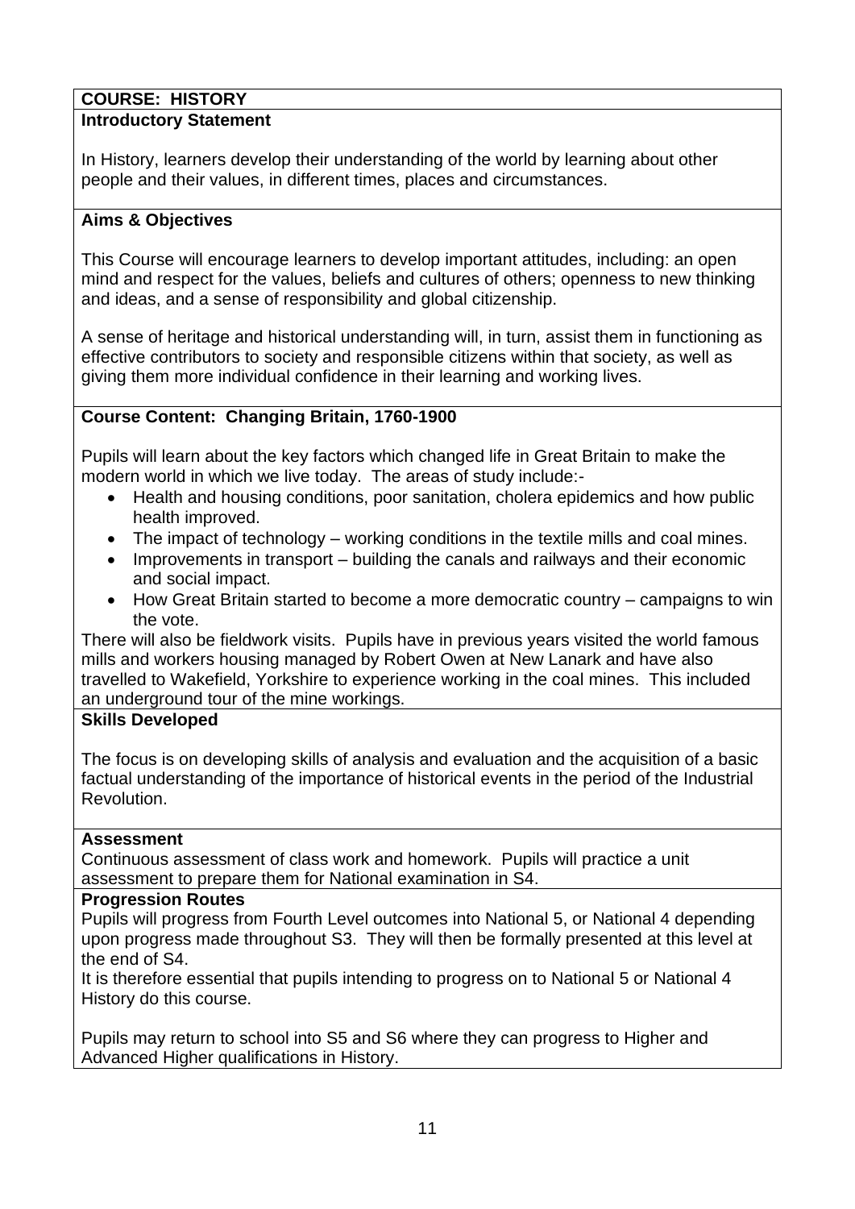## COURSE: HISTORY

### Introductory Statement

In History, learners develop their understanding of the world by learning about other people and their values, in different times, places and circumstances.

### Aims & Objectives

This Course will encourage learners to develop important attitudes, including: an open mind and respect for the values, beliefs and cultures of others; openness to new thinking and ideas, and a sense of responsibility and global citizenship.

A sense of heritage and historical understanding will, in turn, assist them in functioning as effective contributors to society and responsible citizens within that society, as well as giving them more individual confidence in their learning and working lives.

### Course Content: Changing Britain, 1760-1900

Pupils will learn about the key factors which changed life in Great Britain to make the modern world in which we live today. The areas of study include:-

- Health and housing conditions, poor sanitation, cholera epidemics and how public health improved.
- The impact of technology – working conditions in the textile mills and coal mines.
- Improvements in transport – building the canals and railways and their economic and social impact.
- How Great Britain started to become a more democratic country – campaigns to win the vote.

There will also be fieldwork visits. Pupils have in previous years visited the world famous mills and workers housing managed by Robert Owen at New Lanark and have also travelled to Wakefield, Yorkshire to experience working in the coal mines. This included an underground tour of the mine workings.

### Skills Developed

The focus is on developing skills of analysis and evaluation and the acquisition of a basic factual understanding of the importance of historical events in the period of the Industrial Revolution.

### Assessment

Continuous assessment of class work and homework. Pupils will practice a unit assessment to prepare them for National examination in S4.

### Progression Routes

Pupils will progress from Fourth Level outcomes into National 5, or National 4 depending upon progress made throughout S3. They will then be formally presented at this level at the end of S4.

It is therefore essential that pupils intending to progress on to National 5 or National 4 History do this course.

Pupils may return to school into S5 and S6 where they can progress to Higher and Advanced Higher qualifications in History.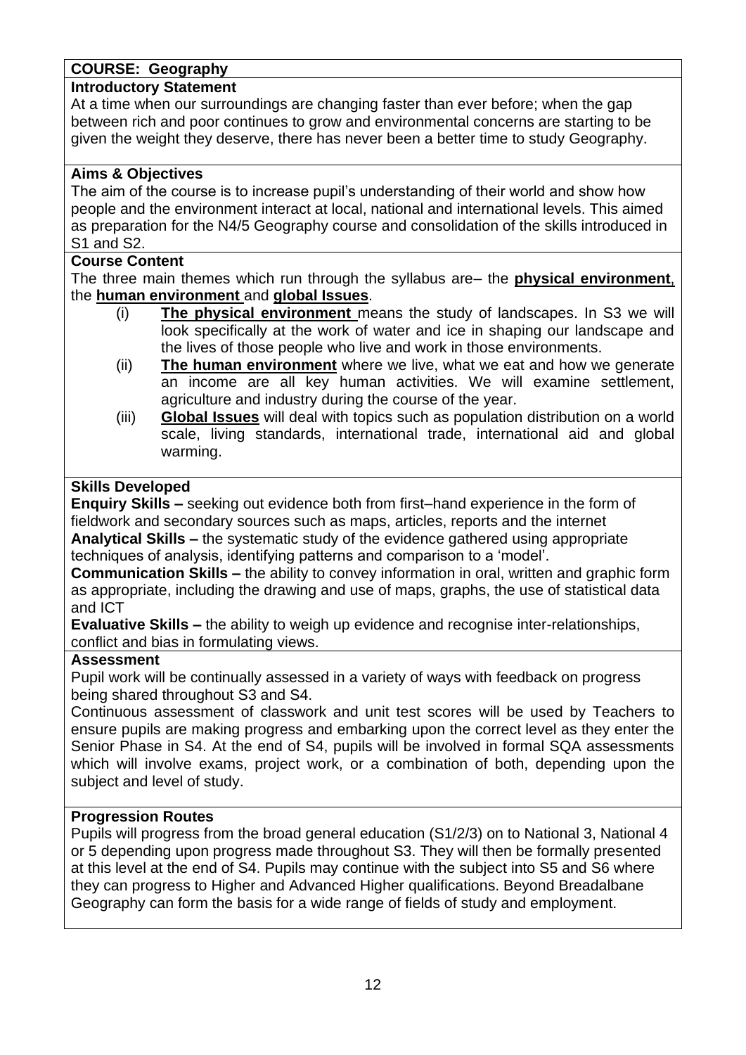**COURSE: Geography**

**Introductory Statement**

At a time when our surroundings are changing faster than ever before; when the gap between rich and poor continues to grow and environmental concerns are starting to be given the weight they deserve, there has never been a better time to study Geography.

**Aims & Objectives**

The aim of the course is to increase pupil's understanding of their world and show how people and the environment interact at local, national and international levels. This aimed as preparation for the N4/5 Geography course and consolidation of the skills introduced in S1 and S2.

**Course Content**

The three main themes which run through the syllabus are– the **physical environment**, the **human environment** and **global Issues**.

(i) **The physical environment** means the study of landscapes. In S3 we will look specifically at the work of water and ice in shaping our landscape and the lives of those people who live and work in those environments.

(ii) **The human environment** where we live, what we eat and how we generate an income are all key human activities. We will examine settlement, agriculture and industry during the course of the year.

(iii) **Global Issues** will deal with topics such as population distribution on a world scale, living standards, international trade, international aid and global warming.

**Skills Developed**

**Enquiry Skills –** seeking out evidence both from first–hand experience in the form of fieldwork and secondary sources such as maps, articles, reports and the internet

**Analytical Skills –** the systematic study of the evidence gathered using appropriate techniques of analysis, identifying patterns and comparison to a 'model'.

**Communication Skills –** the ability to convey information in oral, written and graphic form as appropriate, including the drawing and use of maps, graphs, the use of statistical data and ICT

**Evaluative Skills –** the ability to weigh up evidence and recognise inter-relationships, conflict and bias in formulating views.

**Assessment**

Pupil work will be continually assessed in a variety of ways with feedback on progress being shared throughout S3 and S4.

Continuous assessment of classwork and unit test scores will be used by Teachers to ensure pupils are making progress and embarking upon the correct level as they enter the Senior Phase in S4. At the end of S4, pupils will be involved in formal SQA assessments which will involve exams, project work, or a combination of both, depending upon the subject and level of study.

**Progression Routes**

Pupils will progress from the broad general education (S1/2/3) on to National 3, National 4 or 5 depending upon progress made throughout S3. They will then be formally presented at this level at the end of S4. Pupils may continue with the subject into S5 and S6 where they can progress to Higher and Advanced Higher qualifications. Beyond Breadalbane Geography can form the basis for a wide range of fields of study and employment.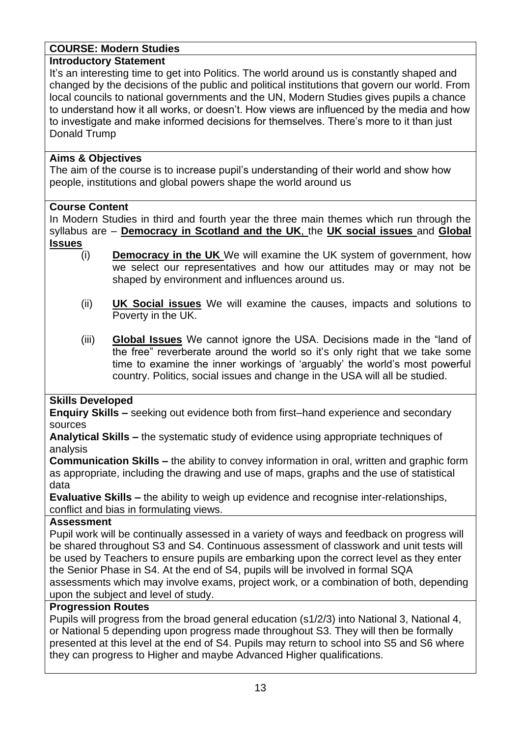## COURSE: Modern Studies

**Introductory Statement**

It's an interesting time to get into Politics. The world around us is constantly shaped and changed by the decisions of the public and political institutions that govern our world. From local councils to national governments and the UN, Modern Studies gives pupils a chance to understand how it all works, or doesn't. How views are influenced by the media and how to investigate and make informed decisions for themselves. There's more to it than just Donald Trump

**Aims & Objectives**

The aim of the course is to increase pupil's understanding of their world and show how people, institutions and global powers shape the world around us

**Course Content**

In Modern Studies in third and fourth year the three main themes which run through the syllabus are – **Democracy in Scotland and the UK**, the **UK social issues** and **Global Issues**

(i) **Democracy in the UK** We will examine the UK system of government, how we select our representatives and how our attitudes may or may not be shaped by environment and influences around us.

(ii) **UK Social issues** We will examine the causes, impacts and solutions to Poverty in the UK.

(iii) **Global Issues** We cannot ignore the USA. Decisions made in the "land of the free" reverberate around the world so it's only right that we take some time to examine the inner workings of 'arguably' the world's most powerful country. Politics, social issues and change in the USA will all be studied.

**Skills Developed**

**Enquiry Skills –** seeking out evidence both from first–hand experience and secondary sources

**Analytical Skills –** the systematic study of evidence using appropriate techniques of analysis

**Communication Skills –** the ability to convey information in oral, written and graphic form as appropriate, including the drawing and use of maps, graphs and the use of statistical data

**Evaluative Skills –** the ability to weigh up evidence and recognise inter-relationships, conflict and bias in formulating views.

**Assessment**

Pupil work will be continually assessed in a variety of ways and feedback on progress will be shared throughout S3 and S4. Continuous assessment of classwork and unit tests will be used by Teachers to ensure pupils are embarking upon the correct level as they enter the Senior Phase in S4. At the end of S4, pupils will be involved in formal SQA assessments which may involve exams, project work, or a combination of both, depending upon the subject and level of study.

**Progression Routes**

Pupils will progress from the broad general education (s1/2/3) into National 3, National 4, or National 5 depending upon progress made throughout S3. They will then be formally presented at this level at the end of S4. Pupils may return to school into S5 and S6 where they can progress to Higher and maybe Advanced Higher qualifications.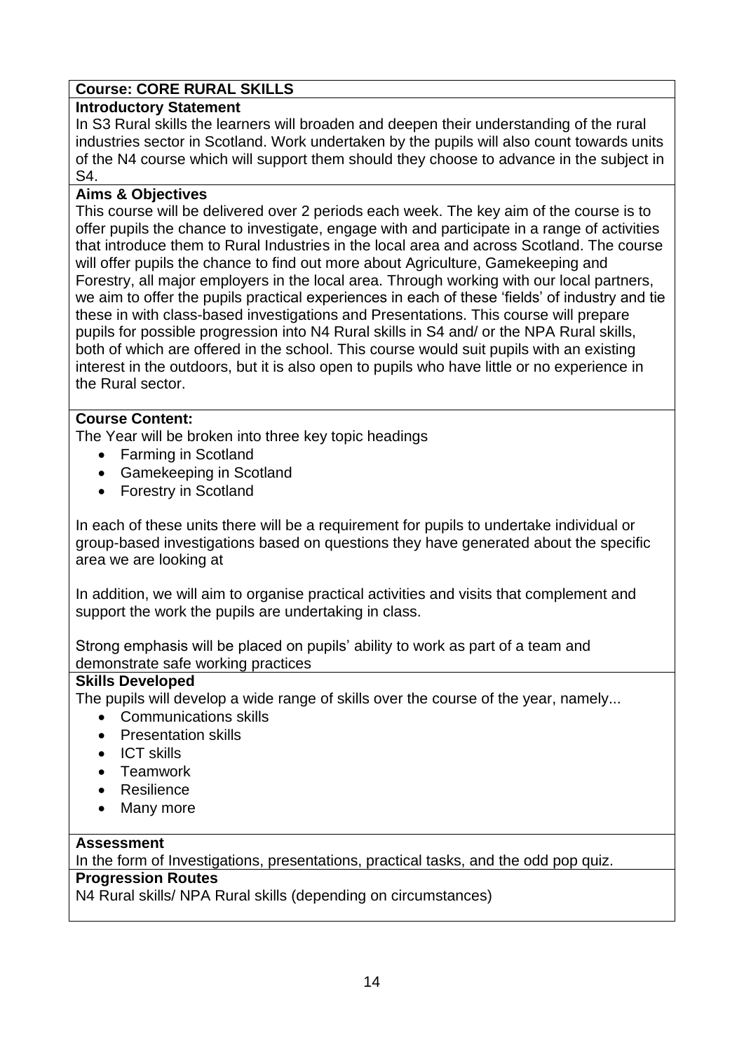**Course: CORE RURAL SKILLS**

**Introductory Statement**

In S3 Rural skills the learners will broaden and deepen their understanding of the rural industries sector in Scotland. Work undertaken by the pupils will also count towards units of the N4 course which will support them should they choose to advance in the subject in S4.

**Aims & Objectives**

This course will be delivered over 2 periods each week. The key aim of the course is to offer pupils the chance to investigate, engage with and participate in a range of activities that introduce them to Rural Industries in the local area and across Scotland. The course will offer pupils the chance to find out more about Agriculture, Gamekeeping and Forestry, all major employers in the local area. Through working with our local partners, we aim to offer the pupils practical experiences in each of these 'fields' of industry and tie these in with class-based investigations and Presentations. This course will prepare pupils for possible progression into N4 Rural skills in S4 and/ or the NPA Rural skills, both of which are offered in the school. This course would suit pupils with an existing interest in the outdoors, but it is also open to pupils who have little or no experience in the Rural sector.

**Course Content:**

The Year will be broken into three key topic headings

- Farming in Scotland
- Gamekeeping in Scotland
- Forestry in Scotland

In each of these units there will be a requirement for pupils to undertake individual or group-based investigations based on questions they have generated about the specific area we are looking at

In addition, we will aim to organise practical activities and visits that complement and support the work the pupils are undertaking in class.

Strong emphasis will be placed on pupils' ability to work as part of a team and demonstrate safe working practices

**Skills Developed**

The pupils will develop a wide range of skills over the course of the year, namely...

- Communications skills
- Presentation skills
- ICT skills
- Teamwork
- Resilience
- Many more

**Assessment**

In the form of Investigations, presentations, practical tasks, and the odd pop quiz.

**Progression Routes**

N4 Rural skills/ NPA Rural skills (depending on circumstances)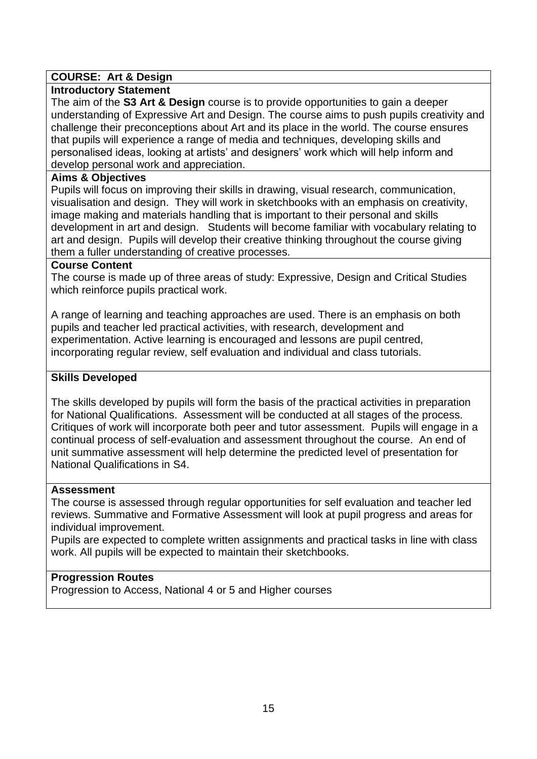## COURSE: Art & Design

### Introductory Statement

The aim of the **S3 Art & Design** course is to provide opportunities to gain a deeper understanding of Expressive Art and Design. The course aims to push pupils creativity and challenge their preconceptions about Art and its place in the world. The course ensures that pupils will experience a range of media and techniques, developing skills and personalised ideas, looking at artists' and designers' work which will help inform and develop personal work and appreciation.

### Aims & Objectives

Pupils will focus on improving their skills in drawing, visual research, communication, visualisation and design. They will work in sketchbooks with an emphasis on creativity, image making and materials handling that is important to their personal and skills development in art and design. Students will become familiar with vocabulary relating to art and design. Pupils will develop their creative thinking throughout the course giving them a fuller understanding of creative processes.

### Course Content

The course is made up of three areas of study: Expressive, Design and Critical Studies which reinforce pupils practical work.

A range of learning and teaching approaches are used. There is an emphasis on both pupils and teacher led practical activities, with research, development and experimentation. Active learning is encouraged and lessons are pupil centred, incorporating regular review, self evaluation and individual and class tutorials.

### Skills Developed

The skills developed by pupils will form the basis of the practical activities in preparation for National Qualifications. Assessment will be conducted at all stages of the process. Critiques of work will incorporate both peer and tutor assessment. Pupils will engage in a continual process of self-evaluation and assessment throughout the course. An end of unit summative assessment will help determine the predicted level of presentation for National Qualifications in S4.

### Assessment

The course is assessed through regular opportunities for self evaluation and teacher led reviews. Summative and Formative Assessment will look at pupil progress and areas for individual improvement.

Pupils are expected to complete written assignments and practical tasks in line with class work. All pupils will be expected to maintain their sketchbooks.

### Progression Routes

Progression to Access, National 4 or 5 and Higher courses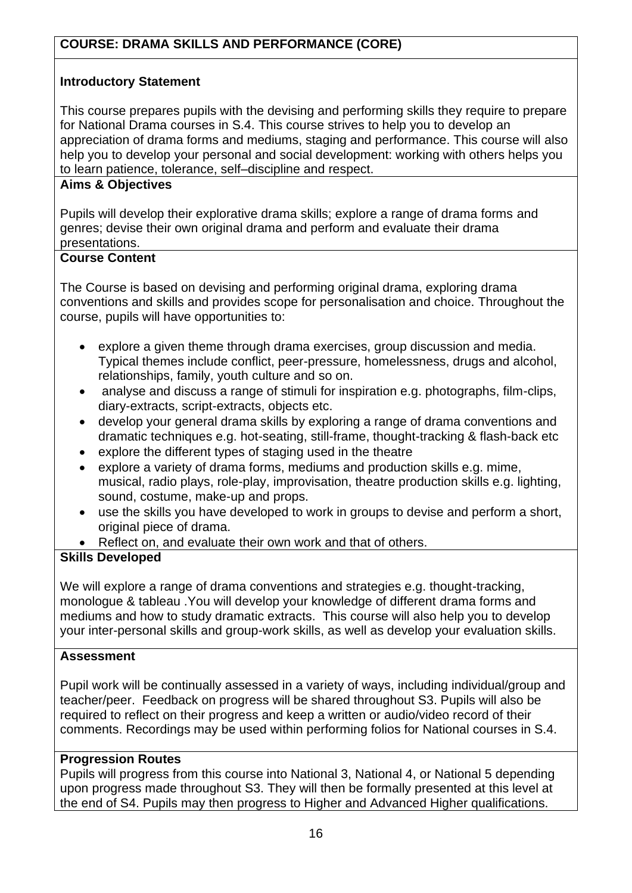## COURSE: DRAMA SKILLS AND PERFORMANCE (CORE)

### Introductory Statement

This course prepares pupils with the devising and performing skills they require to prepare for National Drama courses in S.4. This course strives to help you to develop an appreciation of drama forms and mediums, staging and performance. This course will also help you to develop your personal and social development: working with others helps you to learn patience, tolerance, self–discipline and respect.

### Aims & Objectives

Pupils will develop their explorative drama skills; explore a range of drama forms and genres; devise their own original drama and perform and evaluate their drama presentations.

### Course Content

The Course is based on devising and performing original drama, exploring drama conventions and skills and provides scope for personalisation and choice. Throughout the course, pupils will have opportunities to:

- explore a given theme through drama exercises, group discussion and media. Typical themes include conflict, peer-pressure, homelessness, drugs and alcohol, relationships, family, youth culture and so on.
- analyse and discuss a range of stimuli for inspiration e.g. photographs, film-clips, diary-extracts, script-extracts, objects etc.
- develop your general drama skills by exploring a range of drama conventions and dramatic techniques e.g. hot-seating, still-frame, thought-tracking & flash-back etc
- explore the different types of staging used in the theatre
- explore a variety of drama forms, mediums and production skills e.g. mime, musical, radio plays, role-play, improvisation, theatre production skills e.g. lighting, sound, costume, make-up and props.
- use the skills you have developed to work in groups to devise and perform a short, original piece of drama.
- Reflect on, and evaluate their own work and that of others.

### Skills Developed

We will explore a range of drama conventions and strategies e.g. thought-tracking, monologue & tableau .You will develop your knowledge of different drama forms and mediums and how to study dramatic extracts. This course will also help you to develop your inter-personal skills and group-work skills, as well as develop your evaluation skills.

### Assessment

Pupil work will be continually assessed in a variety of ways, including individual/group and teacher/peer. Feedback on progress will be shared throughout S3. Pupils will also be required to reflect on their progress and keep a written or audio/video record of their comments. Recordings may be used within performing folios for National courses in S.4.

### Progression Routes

Pupils will progress from this course into National 3, National 4, or National 5 depending upon progress made throughout S3. They will then be formally presented at this level at the end of S4. Pupils may then progress to Higher and Advanced Higher qualifications.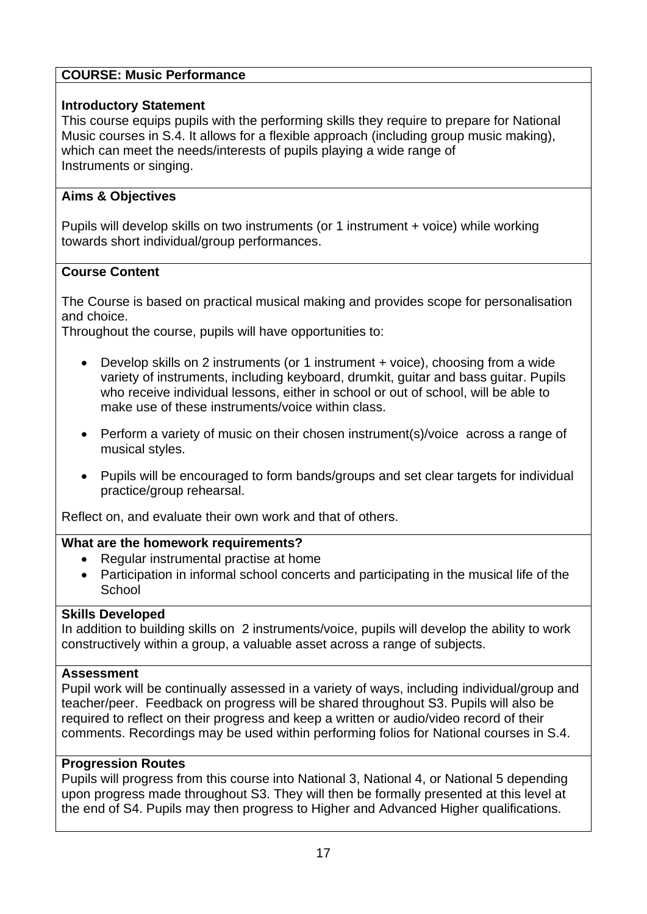**COURSE: Music Performance**

**Introductory Statement**

This course equips pupils with the performing skills they require to prepare for National Music courses in S.4. It allows for a flexible approach (including group music making), which can meet the needs/interests of pupils playing a wide range of Instruments or singing.

**Aims & Objectives**

Pupils will develop skills on two instruments (or 1 instrument + voice) while working towards short individual/group performances.

**Course Content**

The Course is based on practical musical making and provides scope for personalisation and choice.

Throughout the course, pupils will have opportunities to:

- Develop skills on 2 instruments (or 1 instrument + voice), choosing from a wide variety of instruments, including keyboard, drumkit, guitar and bass guitar. Pupils who receive individual lessons, either in school or out of school, will be able to make use of these instruments/voice within class.
- Perform a variety of music on their chosen instrument(s)/voice across a range of musical styles.
- Pupils will be encouraged to form bands/groups and set clear targets for individual practice/group rehearsal.

Reflect on, and evaluate their own work and that of others.

**What are the homework requirements?**

- Regular instrumental practise at home
- Participation in informal school concerts and participating in the musical life of the School

**Skills Developed**

In addition to building skills on 2 instruments/voice, pupils will develop the ability to work constructively within a group, a valuable asset across a range of subjects.

**Assessment**

Pupil work will be continually assessed in a variety of ways, including individual/group and teacher/peer. Feedback on progress will be shared throughout S3. Pupils will also be required to reflect on their progress and keep a written or audio/video record of their comments. Recordings may be used within performing folios for National courses in S.4.

**Progression Routes**

Pupils will progress from this course into National 3, National 4, or National 5 depending upon progress made throughout S3. They will then be formally presented at this level at the end of S4. Pupils may then progress to Higher and Advanced Higher qualifications.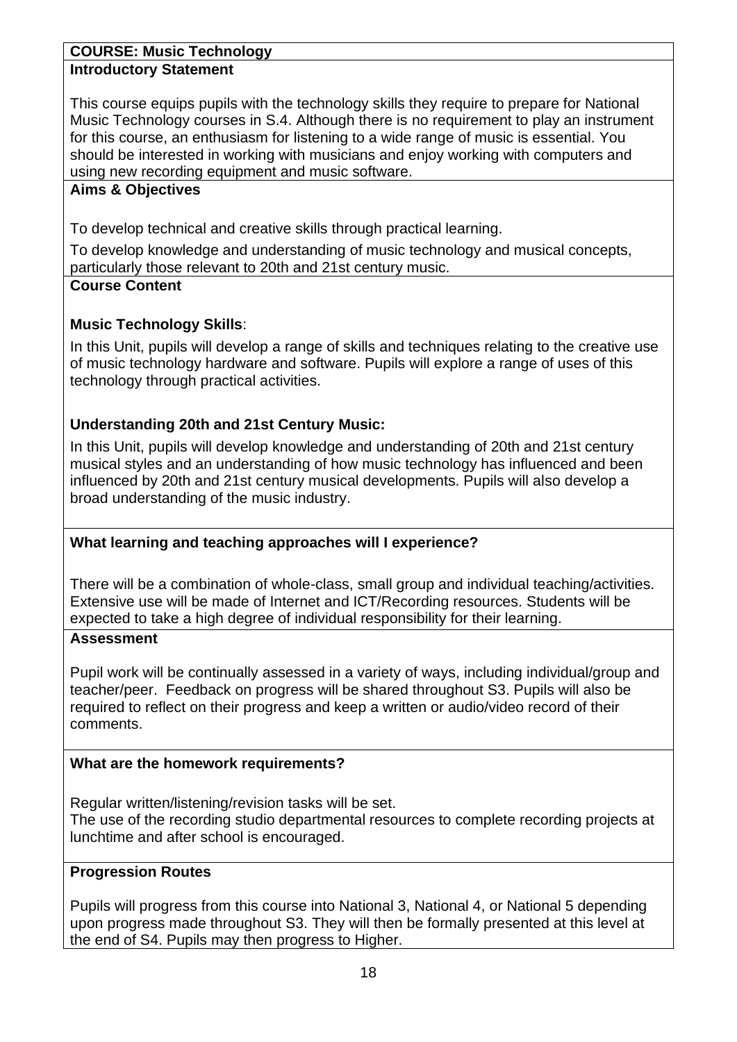## COURSE: Music Technology

### Introductory Statement

This course equips pupils with the technology skills they require to prepare for National Music Technology courses in S.4. Although there is no requirement to play an instrument for this course, an enthusiasm for listening to a wide range of music is essential. You should be interested in working with musicians and enjoy working with computers and using new recording equipment and music software.

### Aims & Objectives

To develop technical and creative skills through practical learning.

To develop knowledge and understanding of music technology and musical concepts, particularly those relevant to 20th and 21st century music.

### Course Content

**Music Technology Skills**:

In this Unit, pupils will develop a range of skills and techniques relating to the creative use of music technology hardware and software. Pupils will explore a range of uses of this technology through practical activities.

**Understanding 20th and 21st Century Music:**

In this Unit, pupils will develop knowledge and understanding of 20th and 21st century musical styles and an understanding of how music technology has influenced and been influenced by 20th and 21st century musical developments. Pupils will also develop a broad understanding of the music industry.

### What learning and teaching approaches will I experience?

There will be a combination of whole-class, small group and individual teaching/activities. Extensive use will be made of Internet and ICT/Recording resources. Students will be expected to take a high degree of individual responsibility for their learning.

### Assessment

Pupil work will be continually assessed in a variety of ways, including individual/group and teacher/peer. Feedback on progress will be shared throughout S3. Pupils will also be required to reflect on their progress and keep a written or audio/video record of their comments.

### What are the homework requirements?

Regular written/listening/revision tasks will be set.
The use of the recording studio departmental resources to complete recording projects at lunchtime and after school is encouraged.

### Progression Routes

Pupils will progress from this course into National 3, National 4, or National 5 depending upon progress made throughout S3. They will then be formally presented at this level at the end of S4. Pupils may then progress to Higher.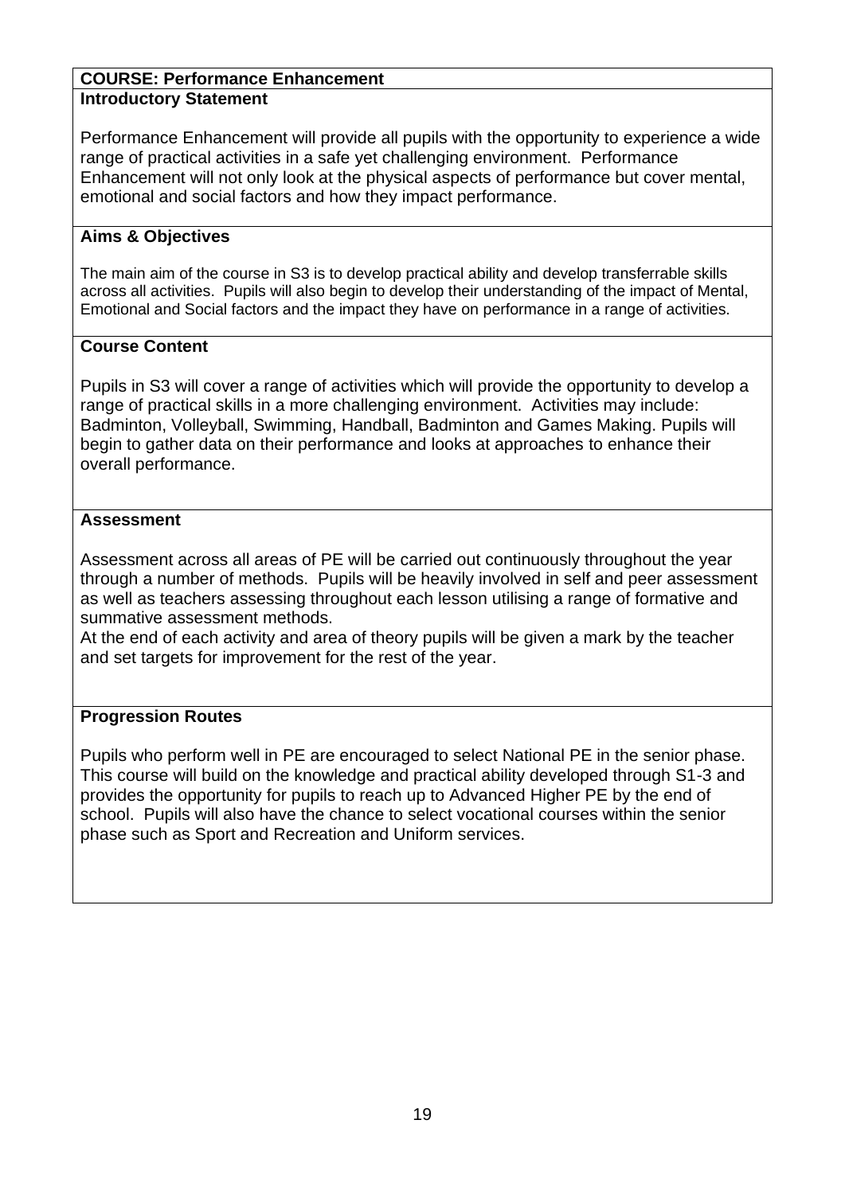## COURSE: Performance Enhancement

### Introductory Statement

Performance Enhancement will provide all pupils with the opportunity to experience a wide range of practical activities in a safe yet challenging environment. Performance Enhancement will not only look at the physical aspects of performance but cover mental, emotional and social factors and how they impact performance.

### Aims & Objectives

The main aim of the course in S3 is to develop practical ability and develop transferrable skills across all activities. Pupils will also begin to develop their understanding of the impact of Mental, Emotional and Social factors and the impact they have on performance in a range of activities.

### Course Content

Pupils in S3 will cover a range of activities which will provide the opportunity to develop a range of practical skills in a more challenging environment. Activities may include: Badminton, Volleyball, Swimming, Handball, Badminton and Games Making. Pupils will begin to gather data on their performance and looks at approaches to enhance their overall performance.

### Assessment

Assessment across all areas of PE will be carried out continuously throughout the year through a number of methods. Pupils will be heavily involved in self and peer assessment as well as teachers assessing throughout each lesson utilising a range of formative and summative assessment methods.

At the end of each activity and area of theory pupils will be given a mark by the teacher and set targets for improvement for the rest of the year.

### Progression Routes

Pupils who perform well in PE are encouraged to select National PE in the senior phase. This course will build on the knowledge and practical ability developed through S1-3 and provides the opportunity for pupils to reach up to Advanced Higher PE by the end of school. Pupils will also have the chance to select vocational courses within the senior phase such as Sport and Recreation and Uniform services.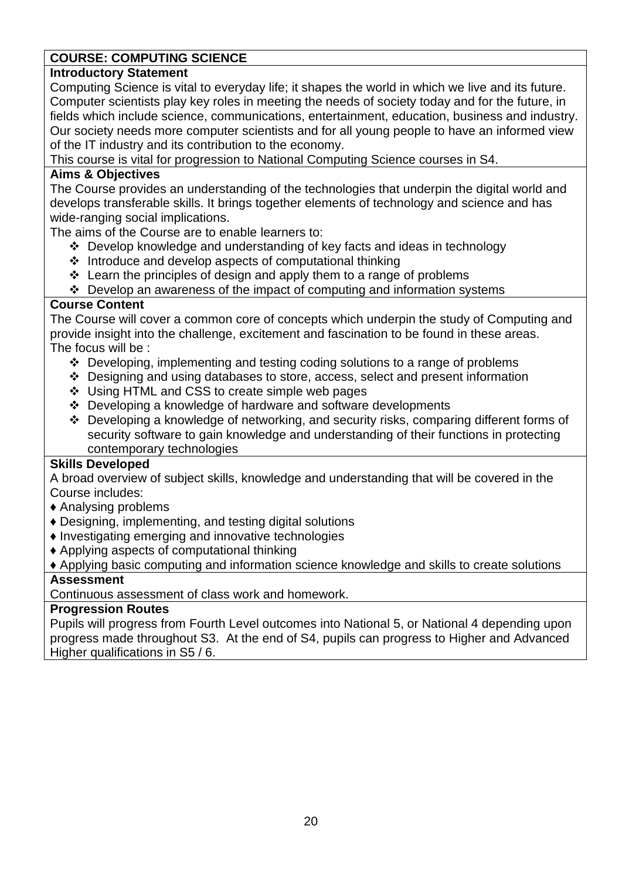## COURSE: COMPUTING SCIENCE

### Introductory Statement

Computing Science is vital to everyday life; it shapes the world in which we live and its future. Computer scientists play key roles in meeting the needs of society today and for the future, in fields which include science, communications, entertainment, education, business and industry. Our society needs more computer scientists and for all young people to have an informed view of the IT industry and its contribution to the economy.

This course is vital for progression to National Computing Science courses in S4.

### Aims & Objectives

The Course provides an understanding of the technologies that underpin the digital world and develops transferable skills. It brings together elements of technology and science and has wide-ranging social implications.

The aims of the Course are to enable learners to:

- Develop knowledge and understanding of key facts and ideas in technology
- Introduce and develop aspects of computational thinking
- Learn the principles of design and apply them to a range of problems
- Develop an awareness of the impact of computing and information systems

### Course Content

The Course will cover a common core of concepts which underpin the study of Computing and provide insight into the challenge, excitement and fascination to be found in these areas.

The focus will be :

- Developing, implementing and testing coding solutions to a range of problems
- Designing and using databases to store, access, select and present information
- Using HTML and CSS to create simple web pages
- Developing a knowledge of hardware and software developments
- Developing a knowledge of networking, and security risks, comparing different forms of security software to gain knowledge and understanding of their functions in protecting contemporary technologies

### Skills Developed

A broad overview of subject skills, knowledge and understanding that will be covered in the Course includes:

- Analysing problems
- Designing, implementing, and testing digital solutions
- Investigating emerging and innovative technologies
- Applying aspects of computational thinking
- Applying basic computing and information science knowledge and skills to create solutions

### Assessment

Continuous assessment of class work and homework.

### Progression Routes

Pupils will progress from Fourth Level outcomes into National 5, or National 4 depending upon progress made throughout S3. At the end of S4, pupils can progress to Higher and Advanced Higher qualifications in S5 / 6.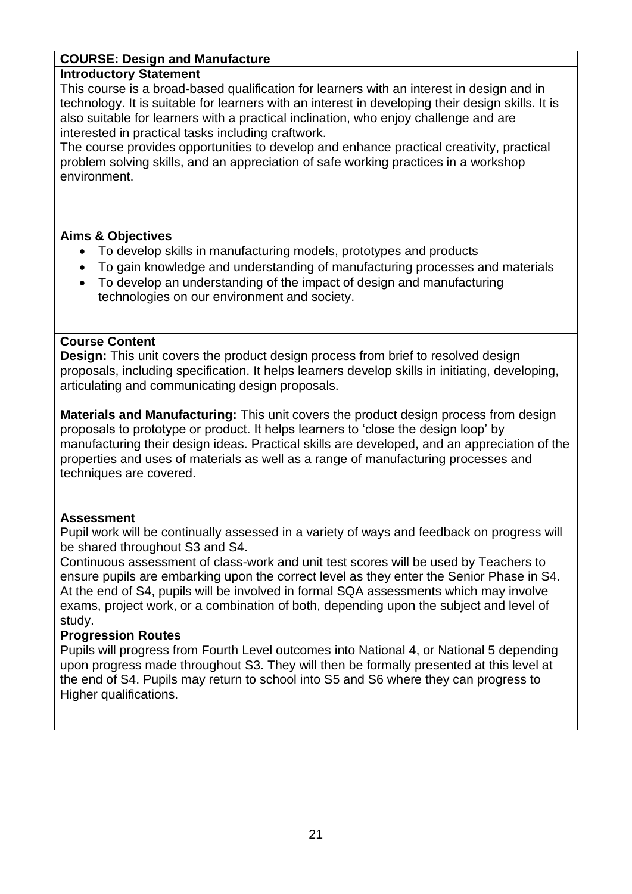**COURSE: Design and Manufacture**

**Introductory Statement**

This course is a broad-based qualification for learners with an interest in design and in technology. It is suitable for learners with an interest in developing their design skills. It is also suitable for learners with a practical inclination, who enjoy challenge and are interested in practical tasks including craftwork.

The course provides opportunities to develop and enhance practical creativity, practical problem solving skills, and an appreciation of safe working practices in a workshop environment.

**Aims & Objectives**

- To develop skills in manufacturing models, prototypes and products
- To gain knowledge and understanding of manufacturing processes and materials
- To develop an understanding of the impact of design and manufacturing technologies on our environment and society.

**Course Content**

**Design:** This unit covers the product design process from brief to resolved design proposals, including specification. It helps learners develop skills in initiating, developing, articulating and communicating design proposals.

**Materials and Manufacturing:** This unit covers the product design process from design proposals to prototype or product. It helps learners to 'close the design loop' by manufacturing their design ideas. Practical skills are developed, and an appreciation of the properties and uses of materials as well as a range of manufacturing processes and techniques are covered.

**Assessment**

Pupil work will be continually assessed in a variety of ways and feedback on progress will be shared throughout S3 and S4.

Continuous assessment of class-work and unit test scores will be used by Teachers to ensure pupils are embarking upon the correct level as they enter the Senior Phase in S4. At the end of S4, pupils will be involved in formal SQA assessments which may involve exams, project work, or a combination of both, depending upon the subject and level of study.

**Progression Routes**

Pupils will progress from Fourth Level outcomes into National 4, or National 5 depending upon progress made throughout S3. They will then be formally presented at this level at the end of S4. Pupils may return to school into S5 and S6 where they can progress to Higher qualifications.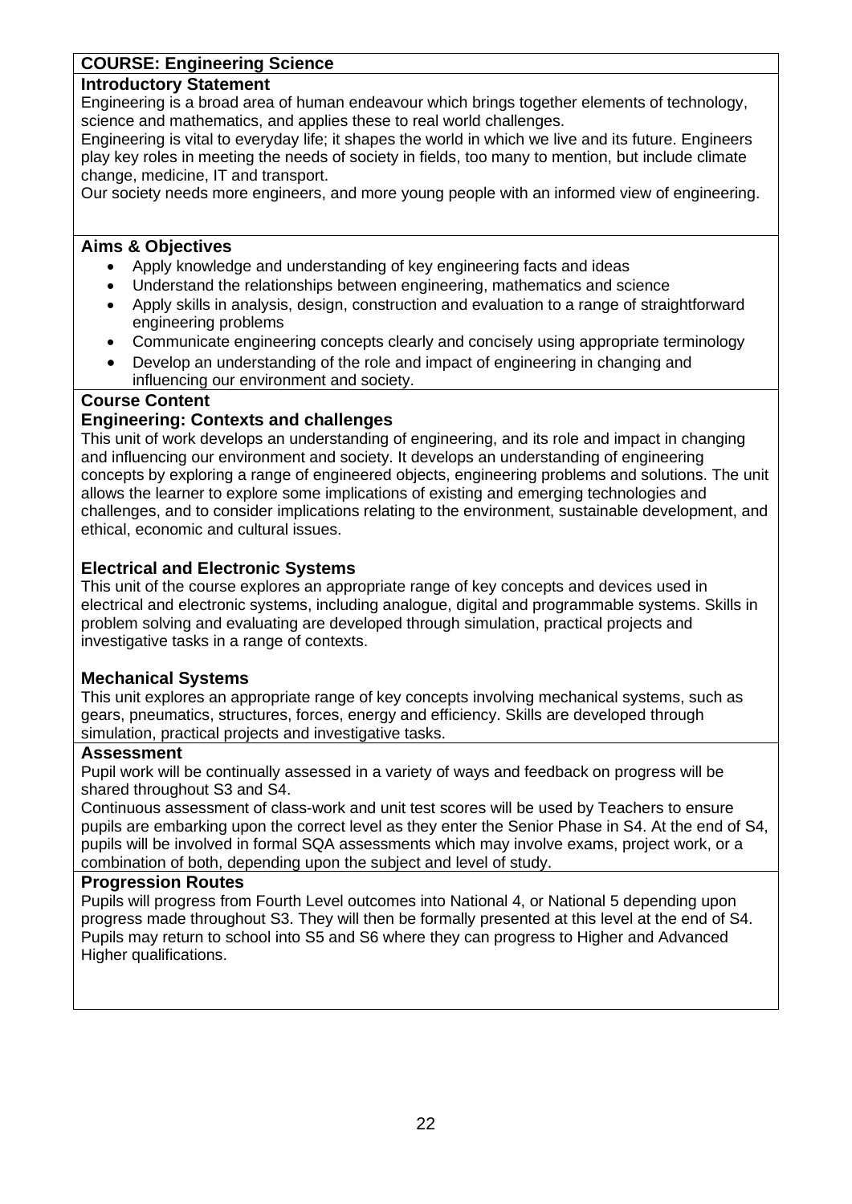## COURSE: Engineering Science

### Introductory Statement

Engineering is a broad area of human endeavour which brings together elements of technology, science and mathematics, and applies these to real world challenges.
Engineering is vital to everyday life; it shapes the world in which we live and its future. Engineers play key roles in meeting the needs of society in fields, too many to mention, but include climate change, medicine, IT and transport.
Our society needs more engineers, and more young people with an informed view of engineering.

### Aims & Objectives

- Apply knowledge and understanding of key engineering facts and ideas
- Understand the relationships between engineering, mathematics and science
- Apply skills in analysis, design, construction and evaluation to a range of straightforward engineering problems
- Communicate engineering concepts clearly and concisely using appropriate terminology
- Develop an understanding of the role and impact of engineering in changing and influencing our environment and society.

### Course Content

#### Engineering: Contexts and challenges

This unit of work develops an understanding of engineering, and its role and impact in changing and influencing our environment and society. It develops an understanding of engineering concepts by exploring a range of engineered objects, engineering problems and solutions. The unit allows the learner to explore some implications of existing and emerging technologies and challenges, and to consider implications relating to the environment, sustainable development, and ethical, economic and cultural issues.

#### Electrical and Electronic Systems

This unit of the course explores an appropriate range of key concepts and devices used in electrical and electronic systems, including analogue, digital and programmable systems. Skills in problem solving and evaluating are developed through simulation, practical projects and investigative tasks in a range of contexts.

#### Mechanical Systems

This unit explores an appropriate range of key concepts involving mechanical systems, such as gears, pneumatics, structures, forces, energy and efficiency. Skills are developed through simulation, practical projects and investigative tasks.

### Assessment

Pupil work will be continually assessed in a variety of ways and feedback on progress will be shared throughout S3 and S4.
Continuous assessment of class-work and unit test scores will be used by Teachers to ensure pupils are embarking upon the correct level as they enter the Senior Phase in S4. At the end of S4, pupils will be involved in formal SQA assessments which may involve exams, project work, or a combination of both, depending upon the subject and level of study.

### Progression Routes

Pupils will progress from Fourth Level outcomes into National 4, or National 5 depending upon progress made throughout S3. They will then be formally presented at this level at the end of S4. Pupils may return to school into S5 and S6 where they can progress to Higher and Advanced Higher qualifications.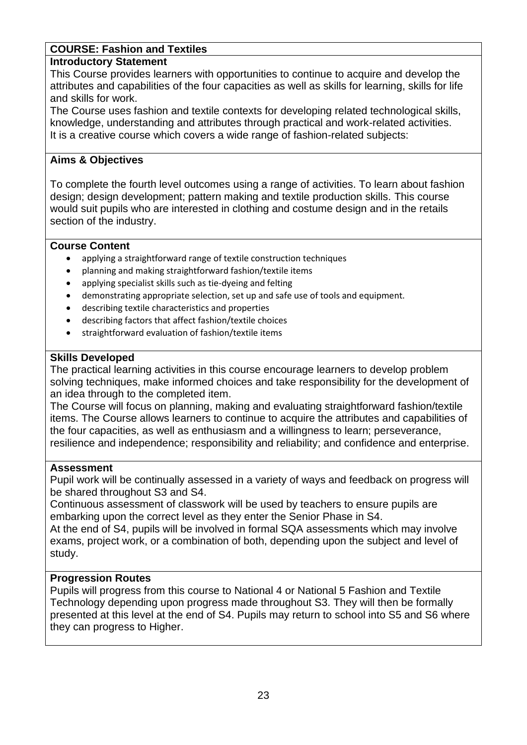## COURSE: Fashion and Textiles

### Introductory Statement

This Course provides learners with opportunities to continue to acquire and develop the attributes and capabilities of the four capacities as well as skills for learning, skills for life and skills for work.

The Course uses fashion and textile contexts for developing related technological skills, knowledge, understanding and attributes through practical and work-related activities.

It is a creative course which covers a wide range of fashion-related subjects:

### Aims & Objectives

To complete the fourth level outcomes using a range of activities. To learn about fashion design; design development; pattern making and textile production skills. This course would suit pupils who are interested in clothing and costume design and in the retails section of the industry.

### Course Content

- applying a straightforward range of textile construction techniques
- planning and making straightforward fashion/textile items
- applying specialist skills such as tie-dyeing and felting
- demonstrating appropriate selection, set up and safe use of tools and equipment.
- describing textile characteristics and properties
- describing factors that affect fashion/textile choices
- straightforward evaluation of fashion/textile items

### Skills Developed

The practical learning activities in this course encourage learners to develop problem solving techniques, make informed choices and take responsibility for the development of an idea through to the completed item.

The Course will focus on planning, making and evaluating straightforward fashion/textile items. The Course allows learners to continue to acquire the attributes and capabilities of the four capacities, as well as enthusiasm and a willingness to learn; perseverance, resilience and independence; responsibility and reliability; and confidence and enterprise.

### Assessment

Pupil work will be continually assessed in a variety of ways and feedback on progress will be shared throughout S3 and S4.

Continuous assessment of classwork will be used by teachers to ensure pupils are embarking upon the correct level as they enter the Senior Phase in S4.

At the end of S4, pupils will be involved in formal SQA assessments which may involve exams, project work, or a combination of both, depending upon the subject and level of study.

### Progression Routes

Pupils will progress from this course to National 4 or National 5 Fashion and Textile Technology depending upon progress made throughout S3. They will then be formally presented at this level at the end of S4. Pupils may return to school into S5 and S6 where they can progress to Higher.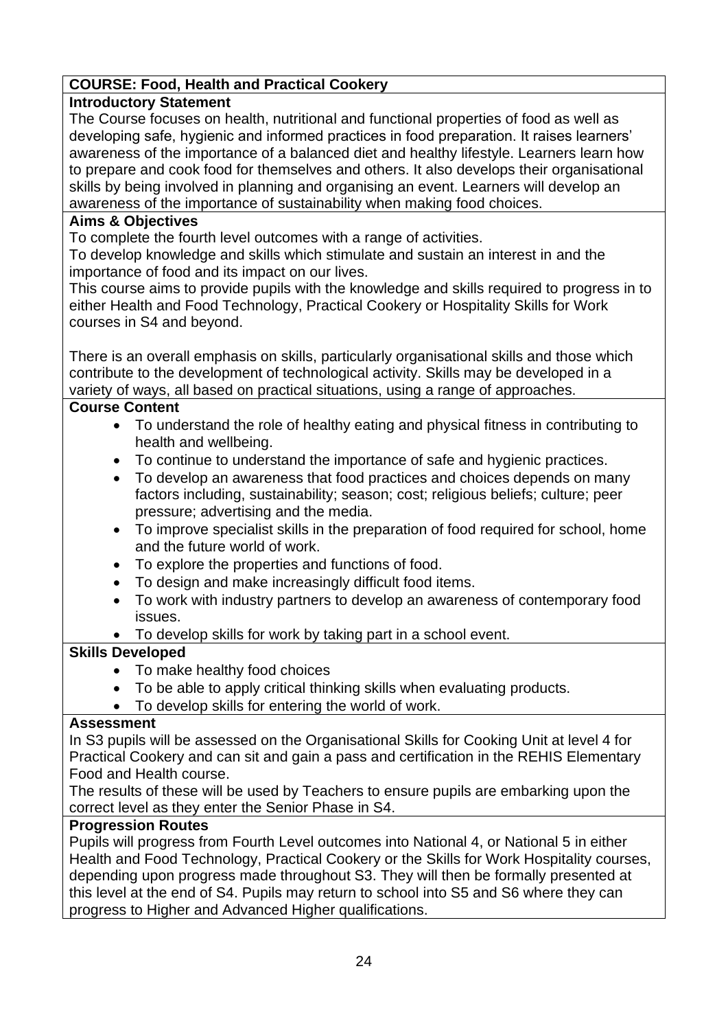**COURSE: Food, Health and Practical Cookery**

**Introductory Statement**

The Course focuses on health, nutritional and functional properties of food as well as developing safe, hygienic and informed practices in food preparation. It raises learners' awareness of the importance of a balanced diet and healthy lifestyle. Learners learn how to prepare and cook food for themselves and others. It also develops their organisational skills by being involved in planning and organising an event. Learners will develop an awareness of the importance of sustainability when making food choices.

**Aims & Objectives**

To complete the fourth level outcomes with a range of activities.
To develop knowledge and skills which stimulate and sustain an interest in and the importance of food and its impact on our lives.
This course aims to provide pupils with the knowledge and skills required to progress in to either Health and Food Technology, Practical Cookery or Hospitality Skills for Work courses in S4 and beyond.

There is an overall emphasis on skills, particularly organisational skills and those which contribute to the development of technological activity. Skills may be developed in a variety of ways, all based on practical situations, using a range of approaches.

**Course Content**

- To understand the role of healthy eating and physical fitness in contributing to health and wellbeing.
- To continue to understand the importance of safe and hygienic practices.
- To develop an awareness that food practices and choices depends on many factors including, sustainability; season; cost; religious beliefs; culture; peer pressure; advertising and the media.
- To improve specialist skills in the preparation of food required for school, home and the future world of work.
- To explore the properties and functions of food.
- To design and make increasingly difficult food items.
- To work with industry partners to develop an awareness of contemporary food issues.
- To develop skills for work by taking part in a school event.

**Skills Developed**

- To make healthy food choices
- To be able to apply critical thinking skills when evaluating products.
- To develop skills for entering the world of work.

**Assessment**

In S3 pupils will be assessed on the Organisational Skills for Cooking Unit at level 4 for Practical Cookery and can sit and gain a pass and certification in the REHIS Elementary Food and Health course.
The results of these will be used by Teachers to ensure pupils are embarking upon the correct level as they enter the Senior Phase in S4.

**Progression Routes**

Pupils will progress from Fourth Level outcomes into National 4, or National 5 in either Health and Food Technology, Practical Cookery or the Skills for Work Hospitality courses, depending upon progress made throughout S3. They will then be formally presented at this level at the end of S4. Pupils may return to school into S5 and S6 where they can progress to Higher and Advanced Higher qualifications.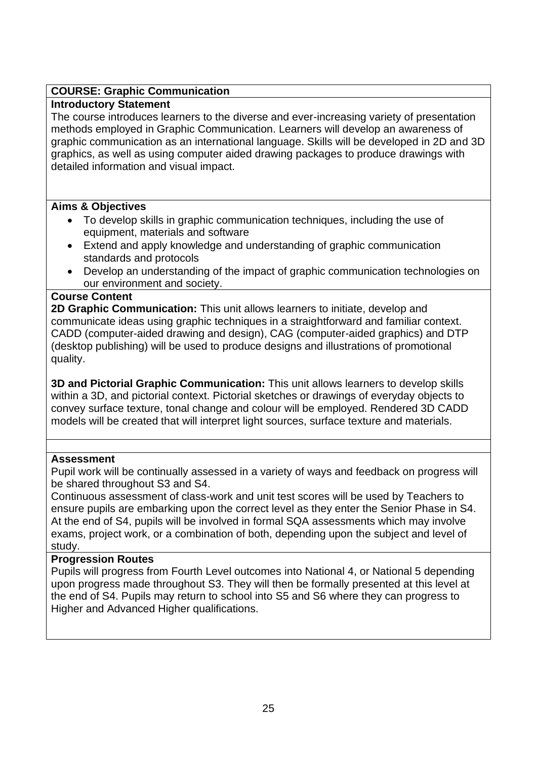## COURSE: Graphic Communication

### Introductory Statement

The course introduces learners to the diverse and ever-increasing variety of presentation methods employed in Graphic Communication. Learners will develop an awareness of graphic communication as an international language. Skills will be developed in 2D and 3D graphics, as well as using computer aided drawing packages to produce drawings with detailed information and visual impact.

### Aims & Objectives

- To develop skills in graphic communication techniques, including the use of equipment, materials and software
- Extend and apply knowledge and understanding of graphic communication standards and protocols
- Develop an understanding of the impact of graphic communication technologies on our environment and society.

### Course Content

**2D Graphic Communication:** This unit allows learners to initiate, develop and communicate ideas using graphic techniques in a straightforward and familiar context. CADD (computer-aided drawing and design), CAG (computer-aided graphics) and DTP (desktop publishing) will be used to produce designs and illustrations of promotional quality.

**3D and Pictorial Graphic Communication:** This unit allows learners to develop skills within a 3D, and pictorial context. Pictorial sketches or drawings of everyday objects to convey surface texture, tonal change and colour will be employed. Rendered 3D CADD models will be created that will interpret light sources, surface texture and materials.

### Assessment

Pupil work will be continually assessed in a variety of ways and feedback on progress will be shared throughout S3 and S4.

Continuous assessment of class-work and unit test scores will be used by Teachers to ensure pupils are embarking upon the correct level as they enter the Senior Phase in S4. At the end of S4, pupils will be involved in formal SQA assessments which may involve exams, project work, or a combination of both, depending upon the subject and level of study.

### Progression Routes

Pupils will progress from Fourth Level outcomes into National 4, or National 5 depending upon progress made throughout S3. They will then be formally presented at this level at the end of S4. Pupils may return to school into S5 and S6 where they can progress to Higher and Advanced Higher qualifications.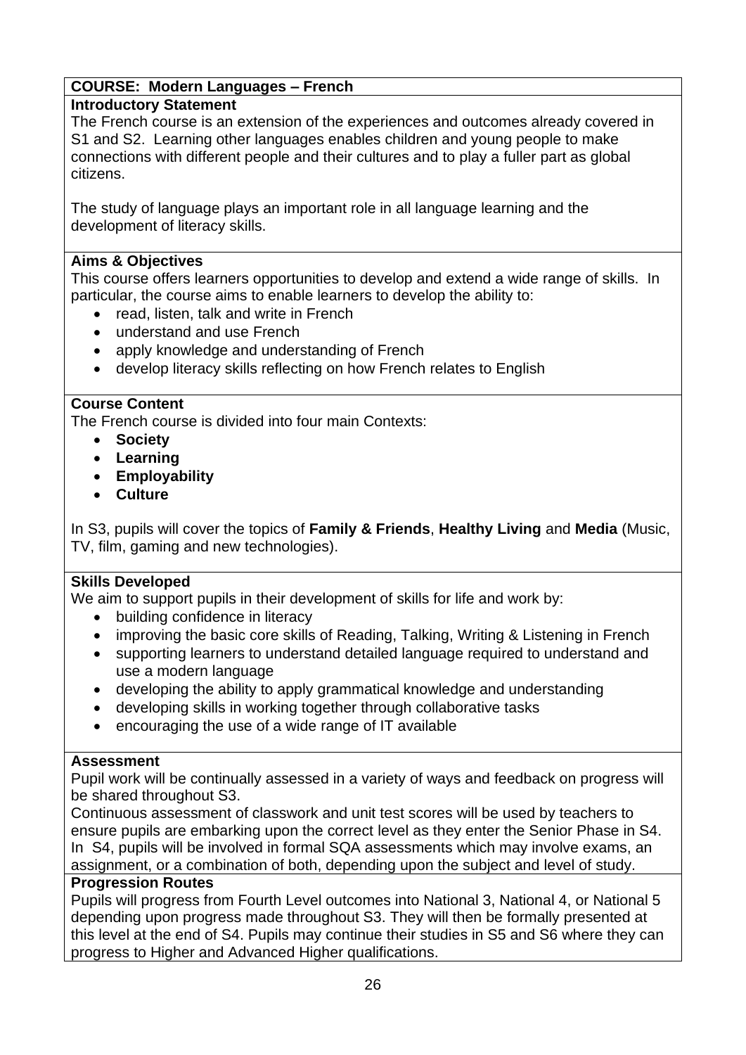## COURSE: Modern Languages – French

### Introductory Statement

The French course is an extension of the experiences and outcomes already covered in S1 and S2. Learning other languages enables children and young people to make connections with different people and their cultures and to play a fuller part as global citizens.

The study of language plays an important role in all language learning and the development of literacy skills.

### Aims & Objectives

This course offers learners opportunities to develop and extend a wide range of skills. In particular, the course aims to enable learners to develop the ability to:

- read, listen, talk and write in French
- understand and use French
- apply knowledge and understanding of French
- develop literacy skills reflecting on how French relates to English

### Course Content

The French course is divided into four main Contexts:

- **Society**
- **Learning**
- **Employability**
- **Culture**

In S3, pupils will cover the topics of **Family & Friends**, **Healthy Living** and **Media** (Music, TV, film, gaming and new technologies).

### Skills Developed

We aim to support pupils in their development of skills for life and work by:

- building confidence in literacy
- improving the basic core skills of Reading, Talking, Writing & Listening in French
- supporting learners to understand detailed language required to understand and use a modern language
- developing the ability to apply grammatical knowledge and understanding
- developing skills in working together through collaborative tasks
- encouraging the use of a wide range of IT available

### Assessment

Pupil work will be continually assessed in a variety of ways and feedback on progress will be shared throughout S3.
Continuous assessment of classwork and unit test scores will be used by teachers to ensure pupils are embarking upon the correct level as they enter the Senior Phase in S4. In S4, pupils will be involved in formal SQA assessments which may involve exams, an assignment, or a combination of both, depending upon the subject and level of study.

### Progression Routes

Pupils will progress from Fourth Level outcomes into National 3, National 4, or National 5 depending upon progress made throughout S3. They will then be formally presented at this level at the end of S4. Pupils may continue their studies in S5 and S6 where they can progress to Higher and Advanced Higher qualifications.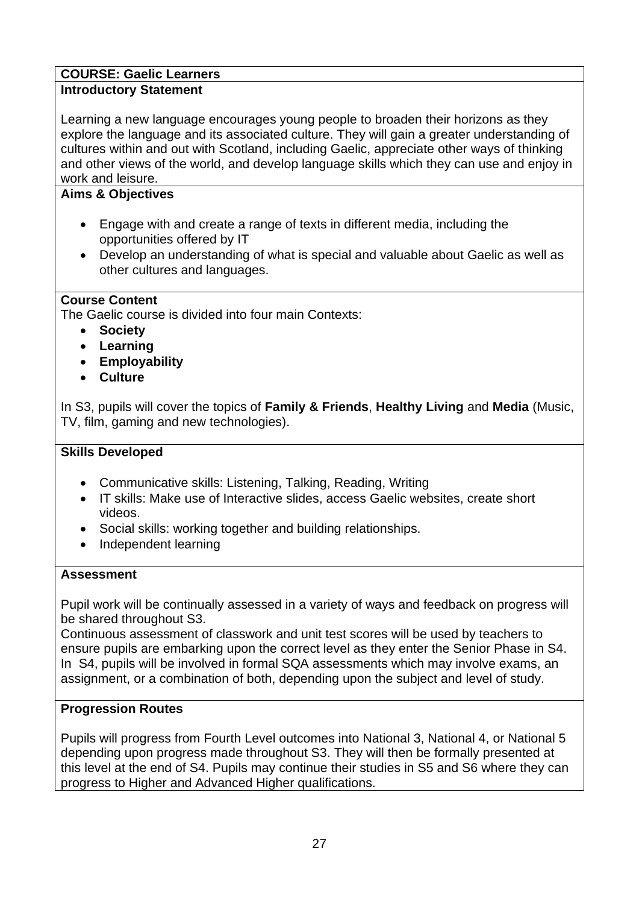**COURSE: Gaelic Learners**

**Introductory Statement**

Learning a new language encourages young people to broaden their horizons as they explore the language and its associated culture. They will gain a greater understanding of cultures within and out with Scotland, including Gaelic, appreciate other ways of thinking and other views of the world, and develop language skills which they can use and enjoy in work and leisure.

**Aims & Objectives**

- Engage with and create a range of texts in different media, including the opportunities offered by IT
- Develop an understanding of what is special and valuable about Gaelic as well as other cultures and languages.

**Course Content**

The Gaelic course is divided into four main Contexts:

- **Society**
- **Learning**
- **Employability**
- **Culture**

In S3, pupils will cover the topics of **Family & Friends**, **Healthy Living** and **Media** (Music, TV, film, gaming and new technologies).

**Skills Developed**

- Communicative skills: Listening, Talking, Reading, Writing
- IT skills: Make use of Interactive slides, access Gaelic websites, create short videos.
- Social skills: working together and building relationships.
- Independent learning

**Assessment**

Pupil work will be continually assessed in a variety of ways and feedback on progress will be shared throughout S3.

Continuous assessment of classwork and unit test scores will be used by teachers to ensure pupils are embarking upon the correct level as they enter the Senior Phase in S4. In S4, pupils will be involved in formal SQA assessments which may involve exams, an assignment, or a combination of both, depending upon the subject and level of study.

**Progression Routes**

Pupils will progress from Fourth Level outcomes into National 3, National 4, or National 5 depending upon progress made throughout S3. They will then be formally presented at this level at the end of S4. Pupils may continue their studies in S5 and S6 where they can progress to Higher and Advanced Higher qualifications.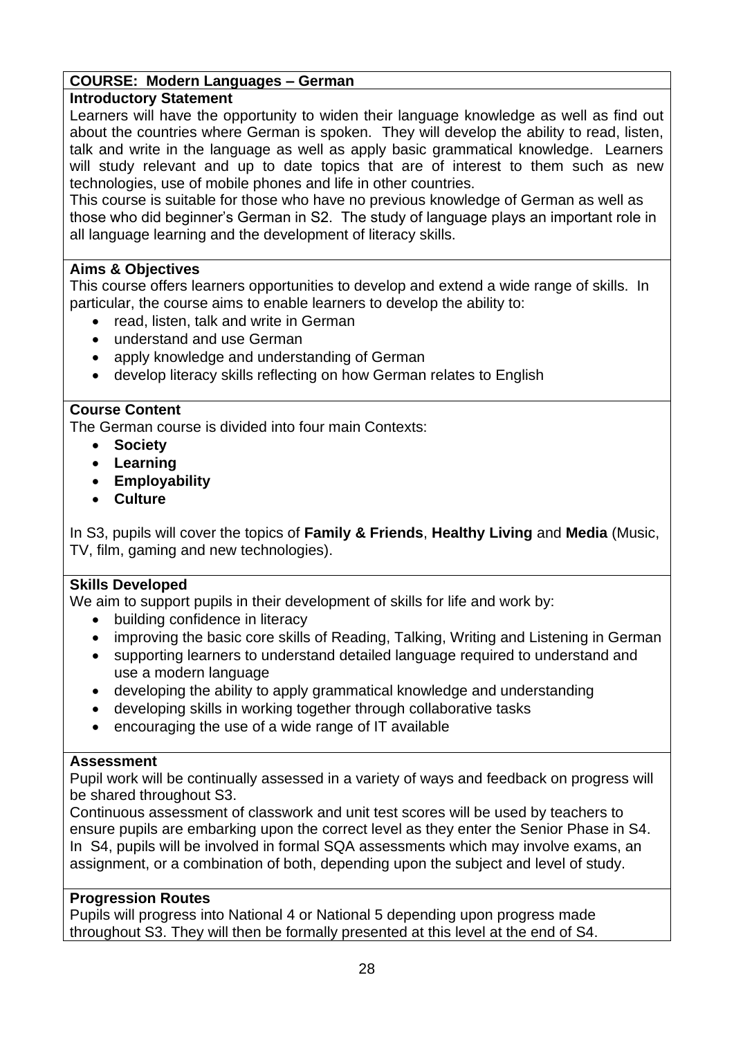## COURSE: Modern Languages – German

### Introductory Statement

Learners will have the opportunity to widen their language knowledge as well as find out about the countries where German is spoken. They will develop the ability to read, listen, talk and write in the language as well as apply basic grammatical knowledge. Learners will study relevant and up to date topics that are of interest to them such as new technologies, use of mobile phones and life in other countries.

This course is suitable for those who have no previous knowledge of German as well as those who did beginner's German in S2. The study of language plays an important role in all language learning and the development of literacy skills.

### Aims & Objectives

This course offers learners opportunities to develop and extend a wide range of skills. In particular, the course aims to enable learners to develop the ability to:

- read, listen, talk and write in German
- understand and use German
- apply knowledge and understanding of German
- develop literacy skills reflecting on how German relates to English

### Course Content

The German course is divided into four main Contexts:

- **Society**
- **Learning**
- **Employability**
- **Culture**

In S3, pupils will cover the topics of **Family & Friends**, **Healthy Living** and **Media** (Music, TV, film, gaming and new technologies).

### Skills Developed

We aim to support pupils in their development of skills for life and work by:

- building confidence in literacy
- improving the basic core skills of Reading, Talking, Writing and Listening in German
- supporting learners to understand detailed language required to understand and use a modern language
- developing the ability to apply grammatical knowledge and understanding
- developing skills in working together through collaborative tasks
- encouraging the use of a wide range of IT available

### Assessment

Pupil work will be continually assessed in a variety of ways and feedback on progress will be shared throughout S3.

Continuous assessment of classwork and unit test scores will be used by teachers to ensure pupils are embarking upon the correct level as they enter the Senior Phase in S4. In S4, pupils will be involved in formal SQA assessments which may involve exams, an assignment, or a combination of both, depending upon the subject and level of study.

### Progression Routes

Pupils will progress into National 4 or National 5 depending upon progress made throughout S3. They will then be formally presented at this level at the end of S4.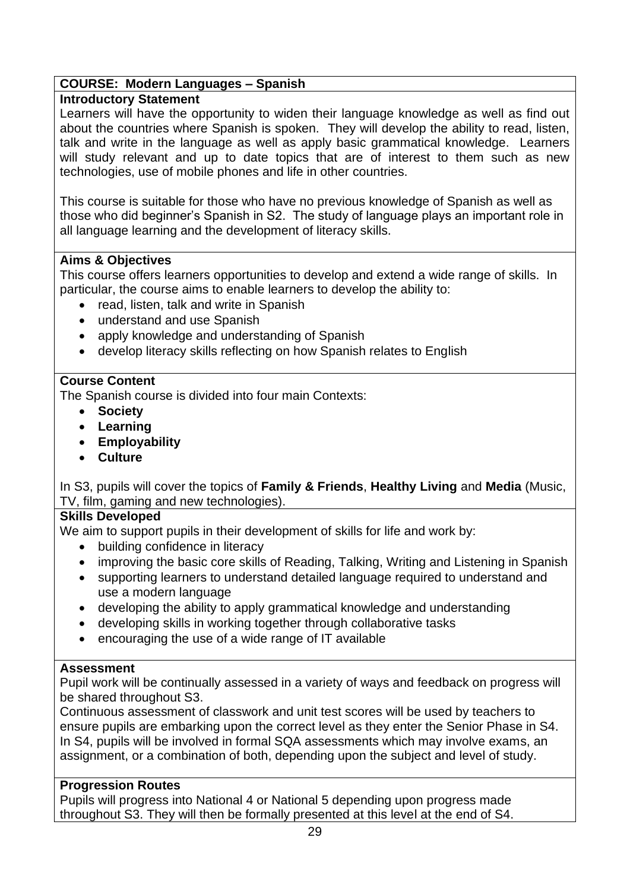## COURSE: Modern Languages – Spanish

### Introductory Statement

Learners will have the opportunity to widen their language knowledge as well as find out about the countries where Spanish is spoken. They will develop the ability to read, listen, talk and write in the language as well as apply basic grammatical knowledge. Learners will study relevant and up to date topics that are of interest to them such as new technologies, use of mobile phones and life in other countries.

This course is suitable for those who have no previous knowledge of Spanish as well as those who did beginner's Spanish in S2. The study of language plays an important role in all language learning and the development of literacy skills.

### Aims & Objectives

This course offers learners opportunities to develop and extend a wide range of skills. In particular, the course aims to enable learners to develop the ability to:

- read, listen, talk and write in Spanish
- understand and use Spanish
- apply knowledge and understanding of Spanish
- develop literacy skills reflecting on how Spanish relates to English

### Course Content

The Spanish course is divided into four main Contexts:

- **Society**
- **Learning**
- **Employability**
- **Culture**

In S3, pupils will cover the topics of **Family & Friends**, **Healthy Living** and **Media** (Music, TV, film, gaming and new technologies).

### Skills Developed

We aim to support pupils in their development of skills for life and work by:

- building confidence in literacy
- improving the basic core skills of Reading, Talking, Writing and Listening in Spanish
- supporting learners to understand detailed language required to understand and use a modern language
- developing the ability to apply grammatical knowledge and understanding
- developing skills in working together through collaborative tasks
- encouraging the use of a wide range of IT available

### Assessment

Pupil work will be continually assessed in a variety of ways and feedback on progress will be shared throughout S3.
Continuous assessment of classwork and unit test scores will be used by teachers to ensure pupils are embarking upon the correct level as they enter the Senior Phase in S4. In S4, pupils will be involved in formal SQA assessments which may involve exams, an assignment, or a combination of both, depending upon the subject and level of study.

### Progression Routes

Pupils will progress into National 4 or National 5 depending upon progress made throughout S3. They will then be formally presented at this level at the end of S4.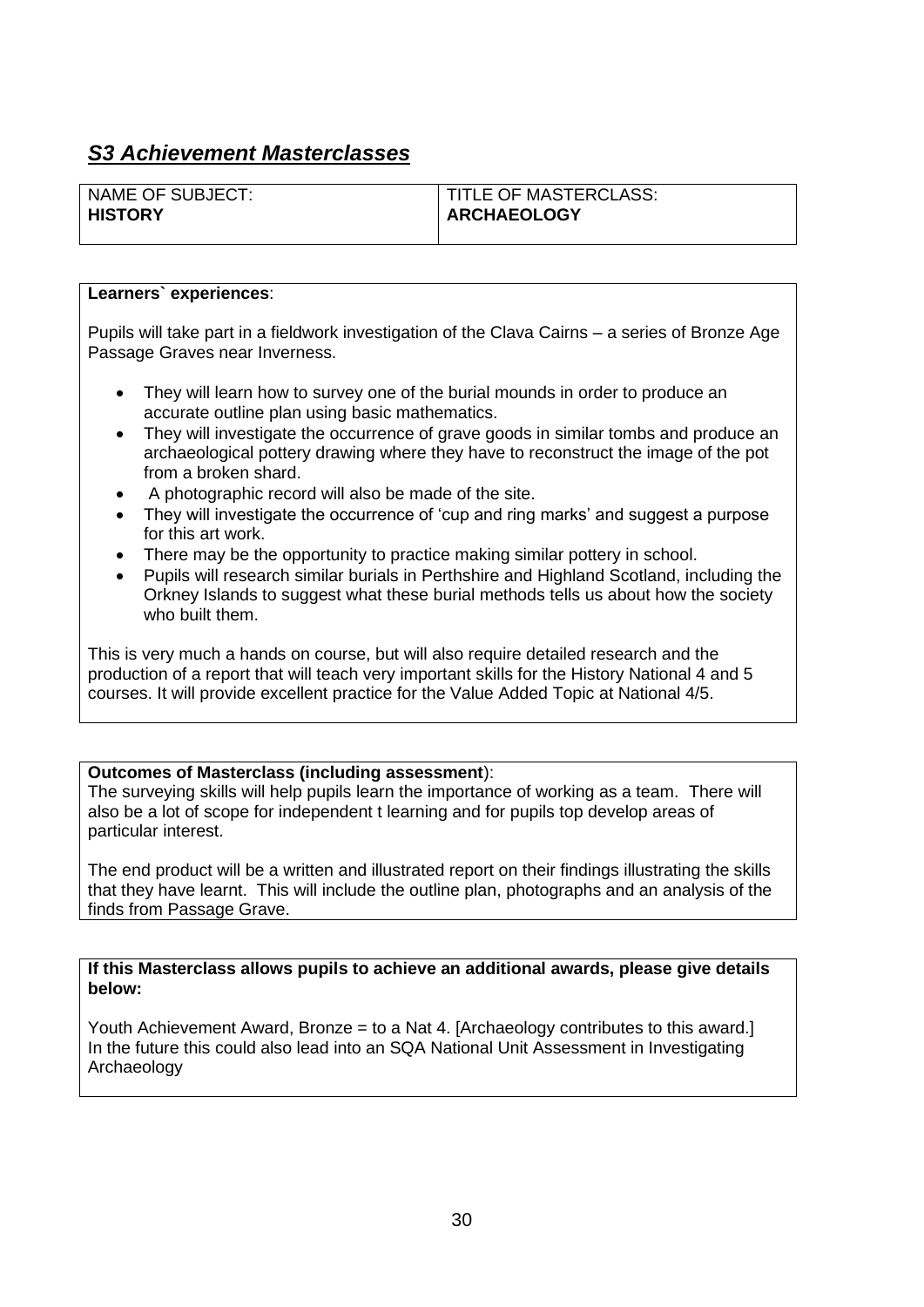## *S3 Achievement Masterclasses*

| NAME OF SUBJECT: **HISTORY** | TITLE OF MASTERCLASS: **ARCHAEOLOGY** |
|---|---|

**Learners` experiences**:

Pupils will take part in a fieldwork investigation of the Clava Cairns – a series of Bronze Age Passage Graves near Inverness.

- They will learn how to survey one of the burial mounds in order to produce an accurate outline plan using basic mathematics.
- They will investigate the occurrence of grave goods in similar tombs and produce an archaeological pottery drawing where they have to reconstruct the image of the pot from a broken shard.
- A photographic record will also be made of the site.
- They will investigate the occurrence of 'cup and ring marks' and suggest a purpose for this art work.
- There may be the opportunity to practice making similar pottery in school.
- Pupils will research similar burials in Perthshire and Highland Scotland, including the Orkney Islands to suggest what these burial methods tells us about how the society who built them.

This is very much a hands on course, but will also require detailed research and the production of a report that will teach very important skills for the History National 4 and 5 courses. It will provide excellent practice for the Value Added Topic at National 4/5.

**Outcomes of Masterclass (including assessment**):

The surveying skills will help pupils learn the importance of working as a team. There will also be a lot of scope for independent t learning and for pupils top develop areas of particular interest.

The end product will be a written and illustrated report on their findings illustrating the skills that they have learnt. This will include the outline plan, photographs and an analysis of the finds from Passage Grave.

**If this Masterclass allows pupils to achieve an additional awards, please give details below:**

Youth Achievement Award, Bronze = to a Nat 4. [Archaeology contributes to this award.]
In the future this could also lead into an SQA National Unit Assessment in Investigating Archaeology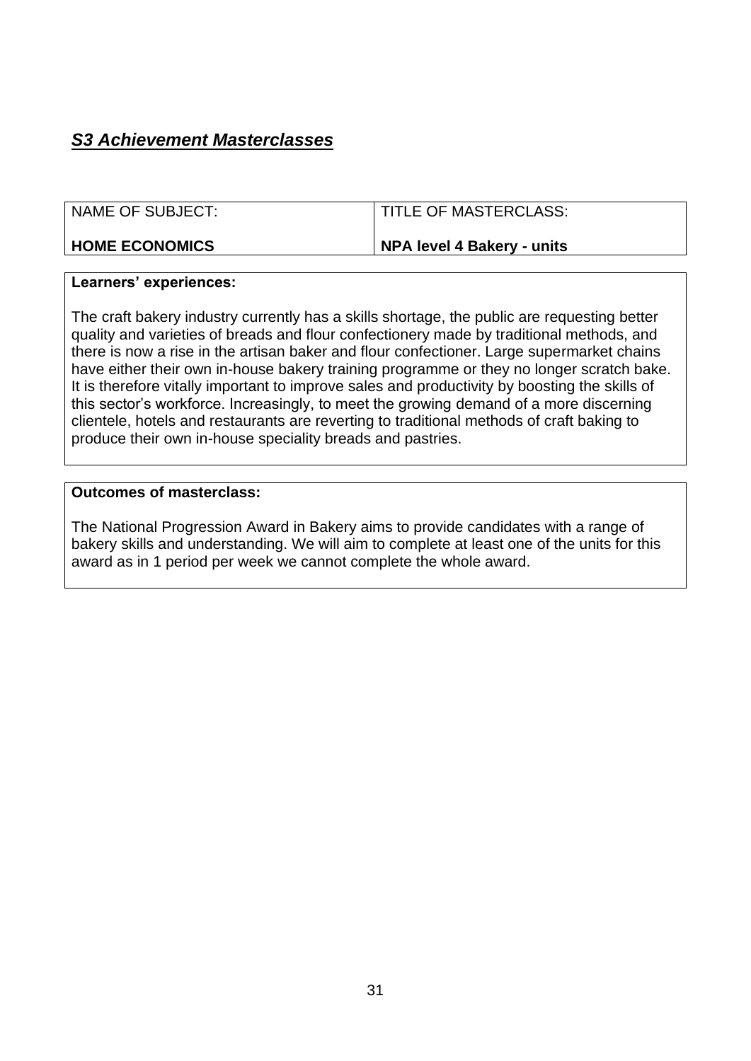## ***S3 Achievement Masterclasses***

| NAME OF SUBJECT: | TITLE OF MASTERCLASS: |
|---|---|
| **HOME ECONOMICS** | **NPA level 4 Bakery - units** |

**Learners' experiences:**

The craft bakery industry currently has a skills shortage, the public are requesting better quality and varieties of breads and flour confectionery made by traditional methods, and there is now a rise in the artisan baker and flour confectioner. Large supermarket chains have either their own in-house bakery training programme or they no longer scratch bake. It is therefore vitally important to improve sales and productivity by boosting the skills of this sector's workforce. Increasingly, to meet the growing demand of a more discerning clientele, hotels and restaurants are reverting to traditional methods of craft baking to produce their own in-house speciality breads and pastries.

**Outcomes of masterclass:**

The National Progression Award in Bakery aims to provide candidates with a range of bakery skills and understanding. We will aim to complete at least one of the units for this award as in 1 period per week we cannot complete the whole award.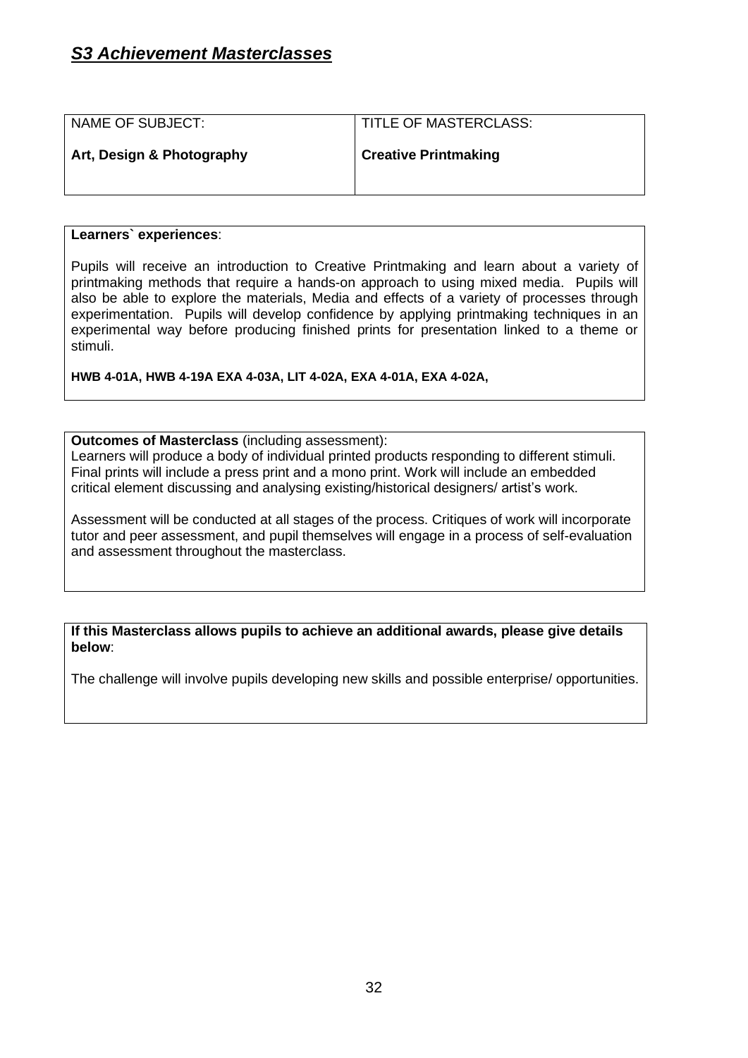## ***S3 Achievement Masterclasses***

| NAME OF SUBJECT: | TITLE OF MASTERCLASS: |
|---|---|
| **Art, Design & Photography** | **Creative Printmaking** |

**Learners` experiences**:

Pupils will receive an introduction to Creative Printmaking and learn about a variety of printmaking methods that require a hands-on approach to using mixed media. Pupils will also be able to explore the materials, Media and effects of a variety of processes through experimentation. Pupils will develop confidence by applying printmaking techniques in an experimental way before producing finished prints for presentation linked to a theme or stimuli.

**HWB 4-01A, HWB 4-19A EXA 4-03A, LIT 4-02A, EXA 4-01A, EXA 4-02A,**

**Outcomes of Masterclass** (including assessment):

Learners will produce a body of individual printed products responding to different stimuli. Final prints will include a press print and a mono print. Work will include an embedded critical element discussing and analysing existing/historical designers/ artist's work.

Assessment will be conducted at all stages of the process. Critiques of work will incorporate tutor and peer assessment, and pupil themselves will engage in a process of self-evaluation and assessment throughout the masterclass.

**If this Masterclass allows pupils to achieve an additional awards, please give details below**:

The challenge will involve pupils developing new skills and possible enterprise/ opportunities.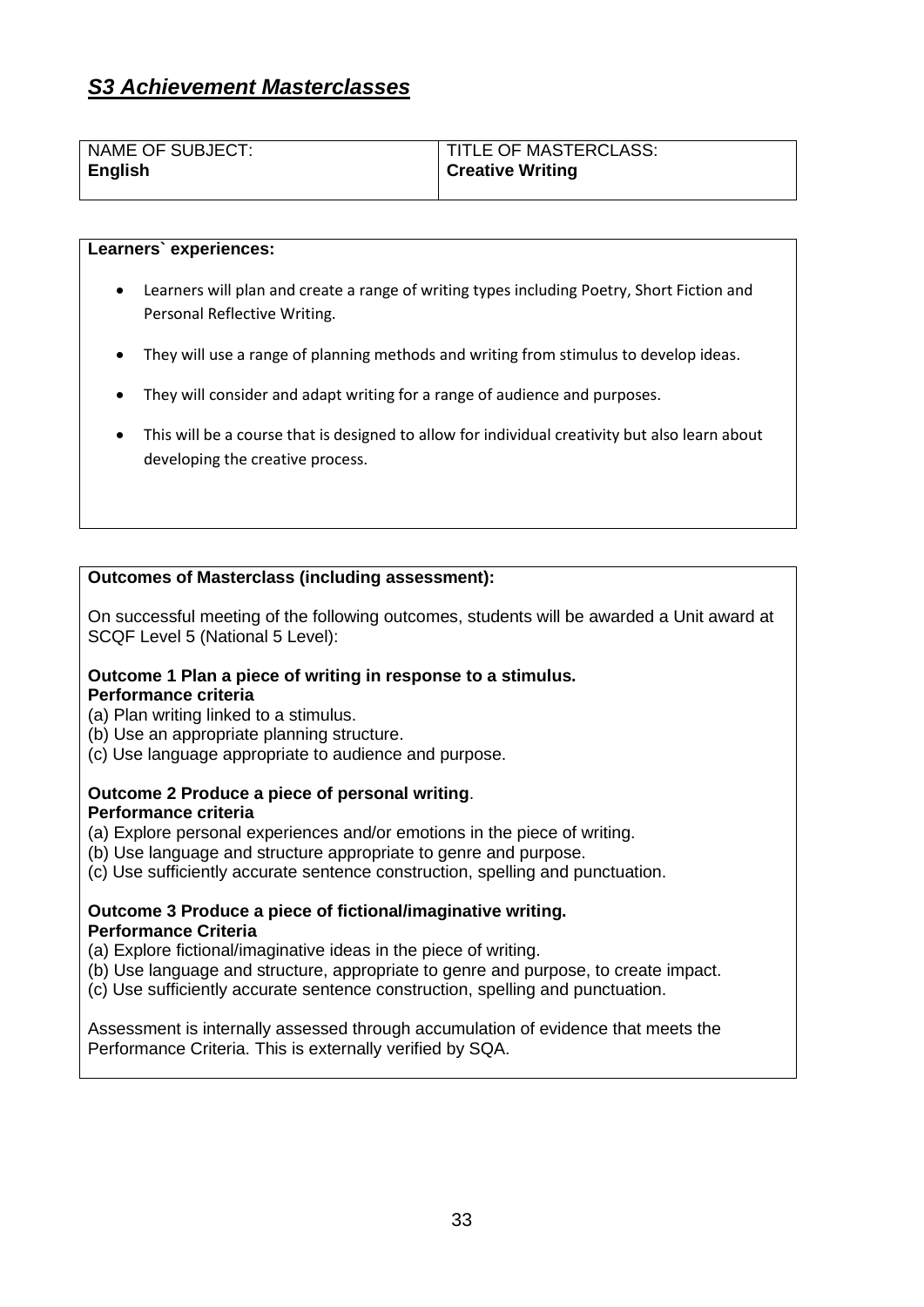## *S3 Achievement Masterclasses*

| NAME OF SUBJECT: **English** | TITLE OF MASTERCLASS: **Creative Writing** |
|---|---|

**Learners` experiences:**

- Learners will plan and create a range of writing types including Poetry, Short Fiction and Personal Reflective Writing.
- They will use a range of planning methods and writing from stimulus to develop ideas.
- They will consider and adapt writing for a range of audience and purposes.
- This will be a course that is designed to allow for individual creativity but also learn about developing the creative process.

**Outcomes of Masterclass (including assessment):**

On successful meeting of the following outcomes, students will be awarded a Unit award at SCQF Level 5 (National 5 Level):

**Outcome 1 Plan a piece of writing in response to a stimulus.**
**Performance criteria**
(a) Plan writing linked to a stimulus.
(b) Use an appropriate planning structure.
(c) Use language appropriate to audience and purpose.

**Outcome 2 Produce a piece of personal writing**.
**Performance criteria**
(a) Explore personal experiences and/or emotions in the piece of writing.
(b) Use language and structure appropriate to genre and purpose.
(c) Use sufficiently accurate sentence construction, spelling and punctuation.

**Outcome 3 Produce a piece of fictional/imaginative writing.**
**Performance Criteria**
(a) Explore fictional/imaginative ideas in the piece of writing.
(b) Use language and structure, appropriate to genre and purpose, to create impact.
(c) Use sufficiently accurate sentence construction, spelling and punctuation.

Assessment is internally assessed through accumulation of evidence that meets the Performance Criteria. This is externally verified by SQA.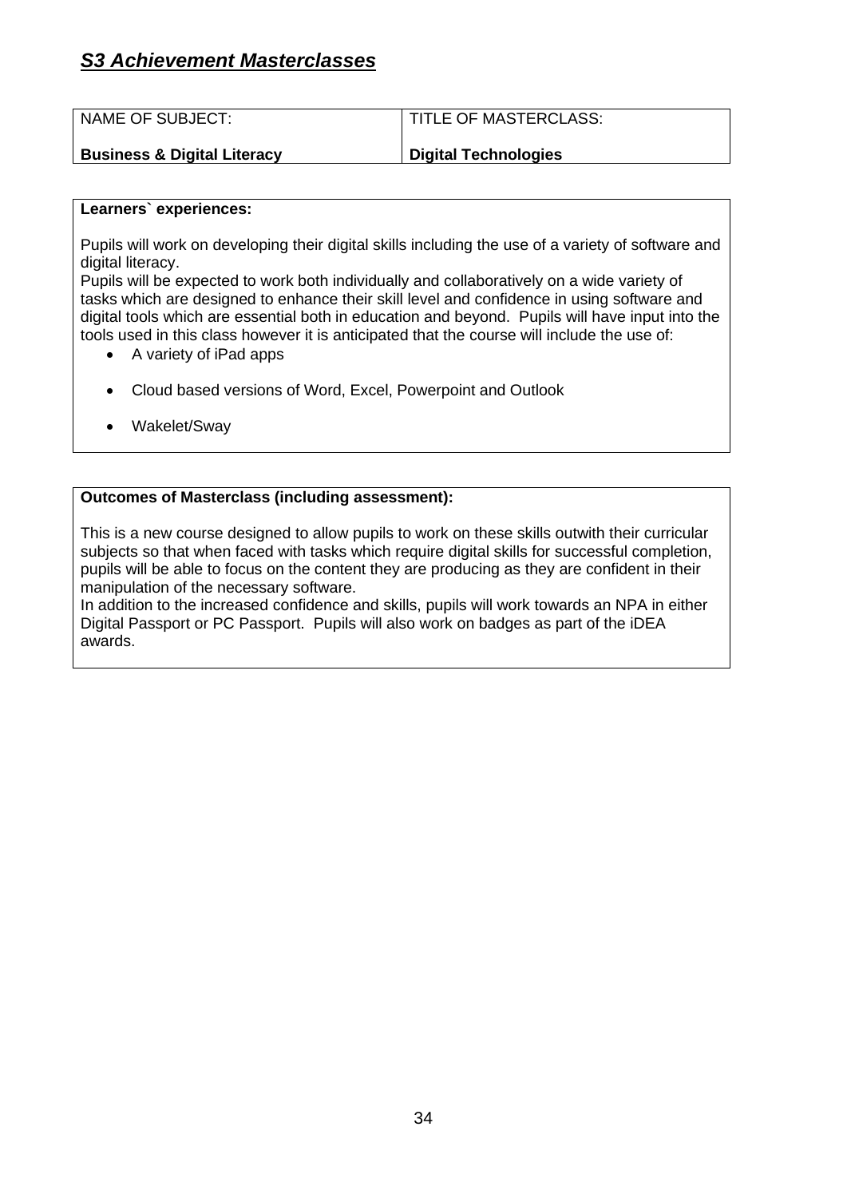## ***S3 Achievement Masterclasses***

| NAME OF SUBJECT: | TITLE OF MASTERCLASS: |
|---|---|
| **Business & Digital Literacy** | **Digital Technologies** |

**Learners` experiences:**

Pupils will work on developing their digital skills including the use of a variety of software and digital literacy.
Pupils will be expected to work both individually and collaboratively on a wide variety of tasks which are designed to enhance their skill level and confidence in using software and digital tools which are essential both in education and beyond. Pupils will have input into the tools used in this class however it is anticipated that the course will include the use of:

- A variety of iPad apps
- Cloud based versions of Word, Excel, Powerpoint and Outlook
- Wakelet/Sway

**Outcomes of Masterclass (including assessment):**

This is a new course designed to allow pupils to work on these skills outwith their curricular subjects so that when faced with tasks which require digital skills for successful completion, pupils will be able to focus on the content they are producing as they are confident in their manipulation of the necessary software.
In addition to the increased confidence and skills, pupils will work towards an NPA in either Digital Passport or PC Passport. Pupils will also work on badges as part of the iDEA awards.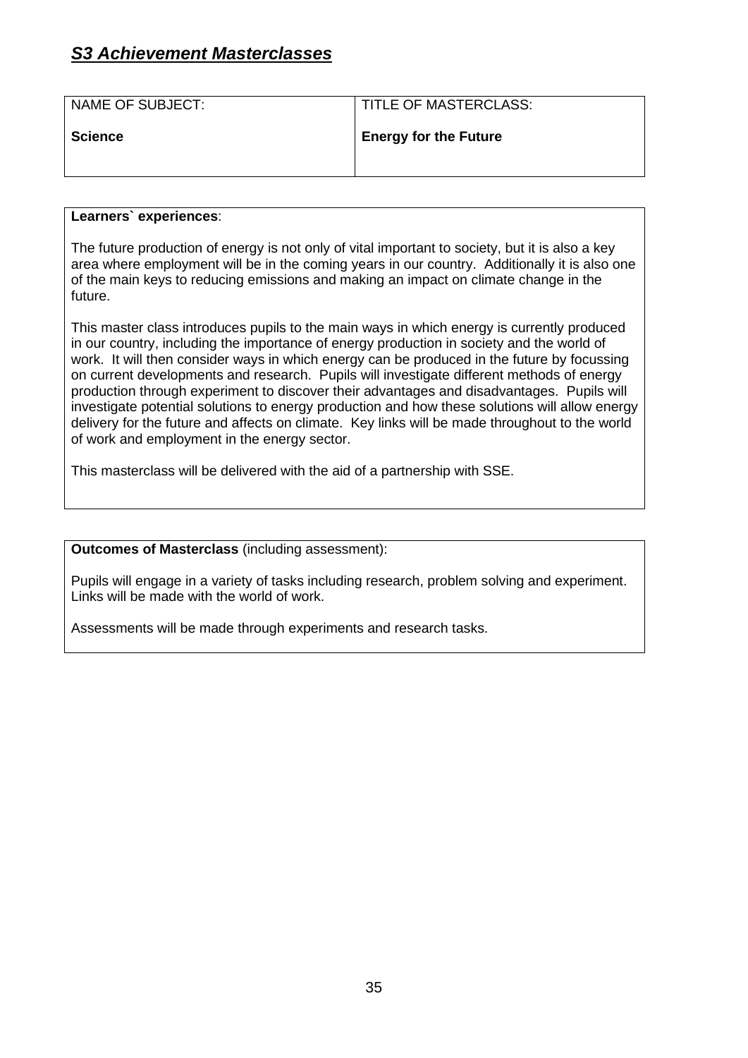## ***S3 Achievement Masterclasses***

| NAME OF SUBJECT: | TITLE OF MASTERCLASS: |
|---|---|
| **Science** | **Energy for the Future** |

**Learners` experiences**:

The future production of energy is not only of vital important to society, but it is also a key area where employment will be in the coming years in our country. Additionally it is also one of the main keys to reducing emissions and making an impact on climate change in the future.

This master class introduces pupils to the main ways in which energy is currently produced in our country, including the importance of energy production in society and the world of work. It will then consider ways in which energy can be produced in the future by focussing on current developments and research. Pupils will investigate different methods of energy production through experiment to discover their advantages and disadvantages. Pupils will investigate potential solutions to energy production and how these solutions will allow energy delivery for the future and affects on climate. Key links will be made throughout to the world of work and employment in the energy sector.

This masterclass will be delivered with the aid of a partnership with SSE.

**Outcomes of Masterclass** (including assessment):

Pupils will engage in a variety of tasks including research, problem solving and experiment. Links will be made with the world of work.

Assessments will be made through experiments and research tasks.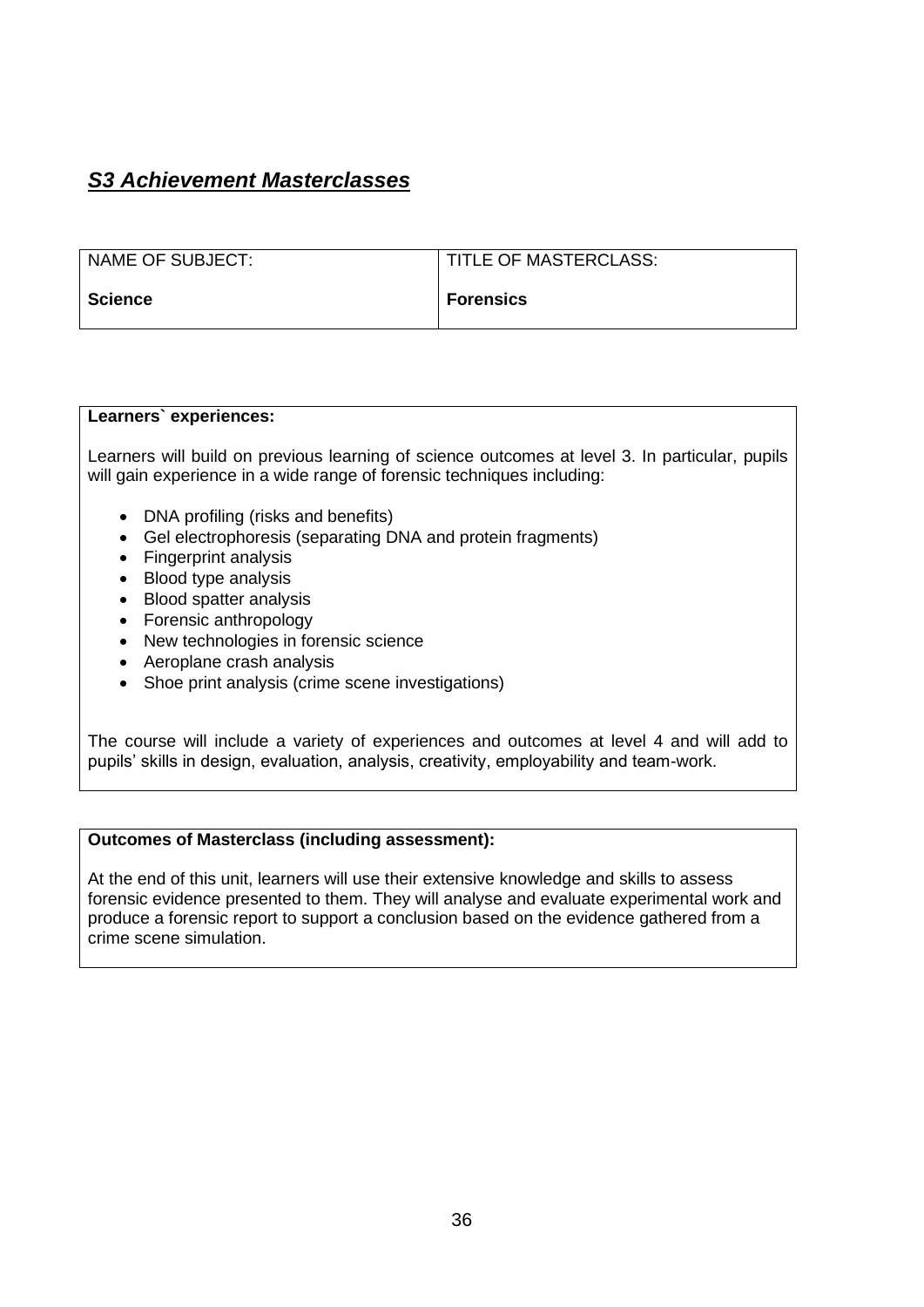## ***S3 Achievement Masterclasses***

| NAME OF SUBJECT:<br><br>**Science** | TITLE OF MASTERCLASS:<br><br>**Forensics** |
|---|---|

**Learners` experiences:**

Learners will build on previous learning of science outcomes at level 3. In particular, pupils will gain experience in a wide range of forensic techniques including:

- DNA profiling (risks and benefits)
- Gel electrophoresis (separating DNA and protein fragments)
- Fingerprint analysis
- Blood type analysis
- Blood spatter analysis
- Forensic anthropology
- New technologies in forensic science
- Aeroplane crash analysis
- Shoe print analysis (crime scene investigations)

The course will include a variety of experiences and outcomes at level 4 and will add to pupils' skills in design, evaluation, analysis, creativity, employability and team-work.

**Outcomes of Masterclass (including assessment):**

At the end of this unit, learners will use their extensive knowledge and skills to assess forensic evidence presented to them. They will analyse and evaluate experimental work and produce a forensic report to support a conclusion based on the evidence gathered from a crime scene simulation.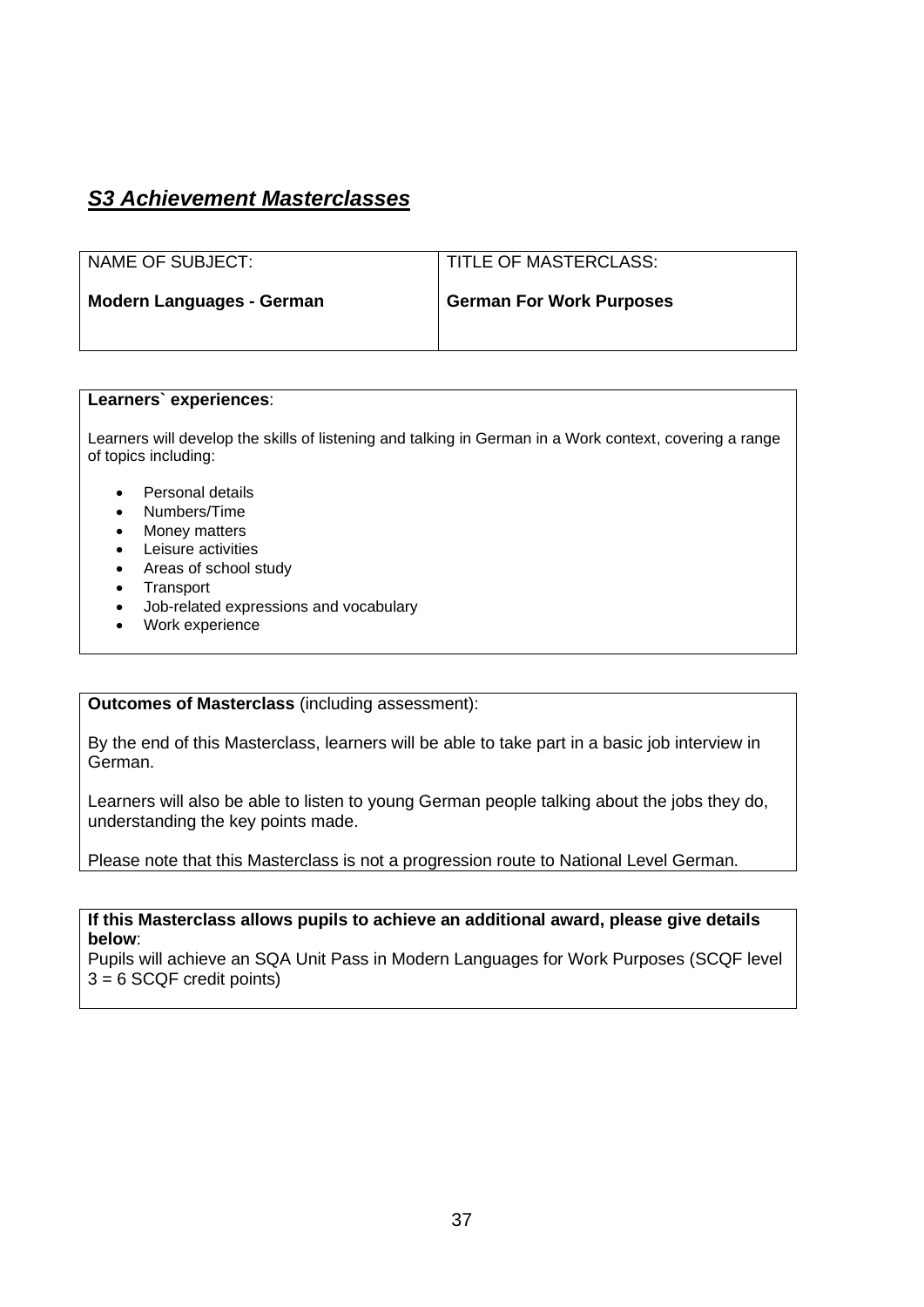## ***S3 Achievement Masterclasses***

| NAME OF SUBJECT:<br><br>**Modern Languages - German** | TITLE OF MASTERCLASS:<br><br>**German For Work Purposes** |
|---|---|

**Learners` experiences**:

Learners will develop the skills of listening and talking in German in a Work context, covering a range of topics including:

- Personal details
- Numbers/Time
- Money matters
- Leisure activities
- Areas of school study
- Transport
- Job-related expressions and vocabulary
- Work experience

**Outcomes of Masterclass** (including assessment):

By the end of this Masterclass, learners will be able to take part in a basic job interview in German.

Learners will also be able to listen to young German people talking about the jobs they do, understanding the key points made.

Please note that this Masterclass is not a progression route to National Level German.

**If this Masterclass allows pupils to achieve an additional award, please give details below**:
Pupils will achieve an SQA Unit Pass in Modern Languages for Work Purposes (SCQF level 3 = 6 SCQF credit points)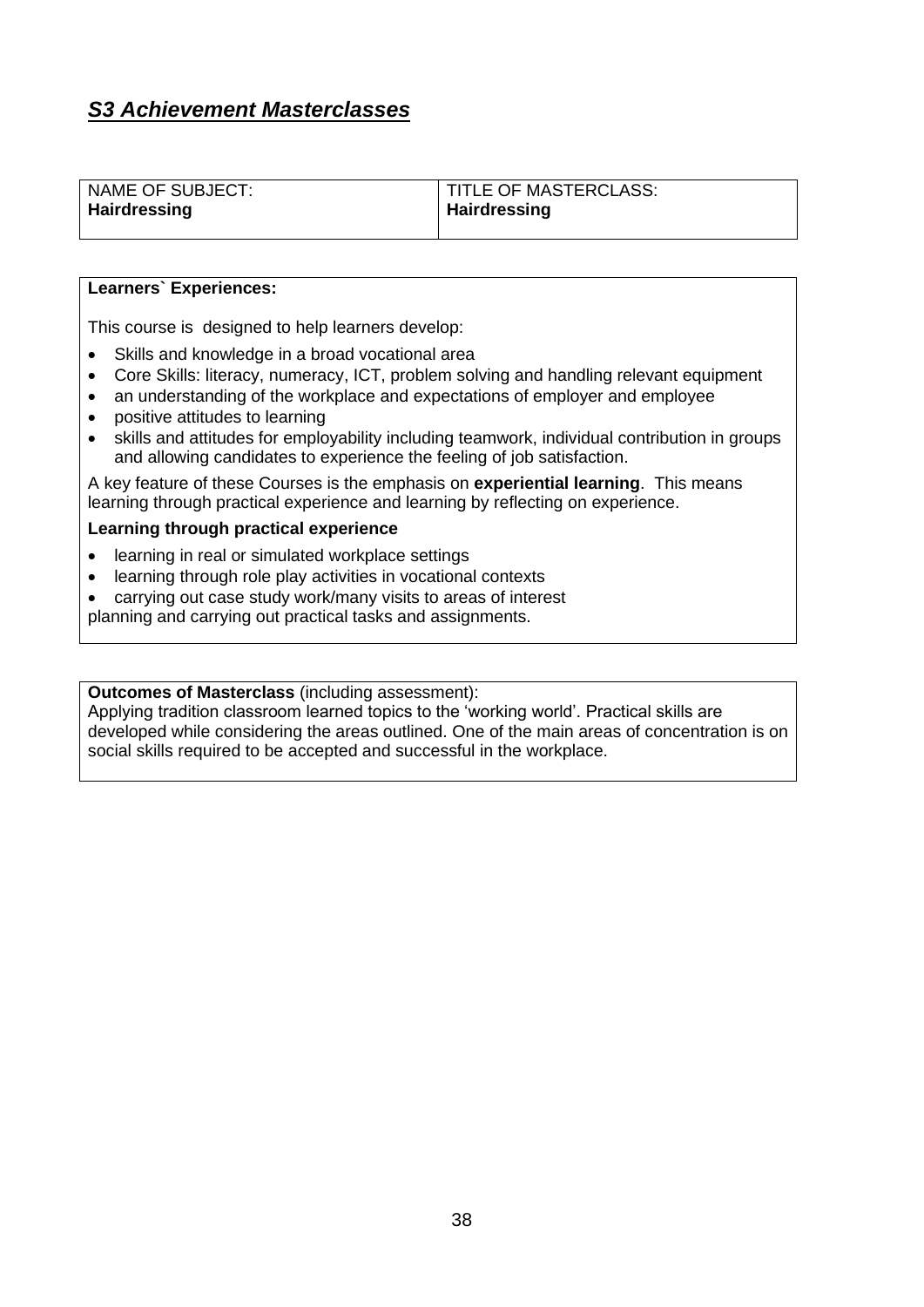## ***S3 Achievement Masterclasses***

| NAME OF SUBJECT:<br>**Hairdressing** | TITLE OF MASTERCLASS:<br>**Hairdressing** |
|---|---|

**Learners` Experiences:**

This course is designed to help learners develop:

- Skills and knowledge in a broad vocational area
- Core Skills: literacy, numeracy, ICT, problem solving and handling relevant equipment
- an understanding of the workplace and expectations of employer and employee
- positive attitudes to learning
- skills and attitudes for employability including teamwork, individual contribution in groups and allowing candidates to experience the feeling of job satisfaction.

A key feature of these Courses is the emphasis on **experiential learning**. This means learning through practical experience and learning by reflecting on experience.

**Learning through practical experience**

- learning in real or simulated workplace settings
- learning through role play activities in vocational contexts
- carrying out case study work/many visits to areas of interest

planning and carrying out practical tasks and assignments.

**Outcomes of Masterclass** (including assessment):
Applying tradition classroom learned topics to the 'working world'. Practical skills are developed while considering the areas outlined. One of the main areas of concentration is on social skills required to be accepted and successful in the workplace.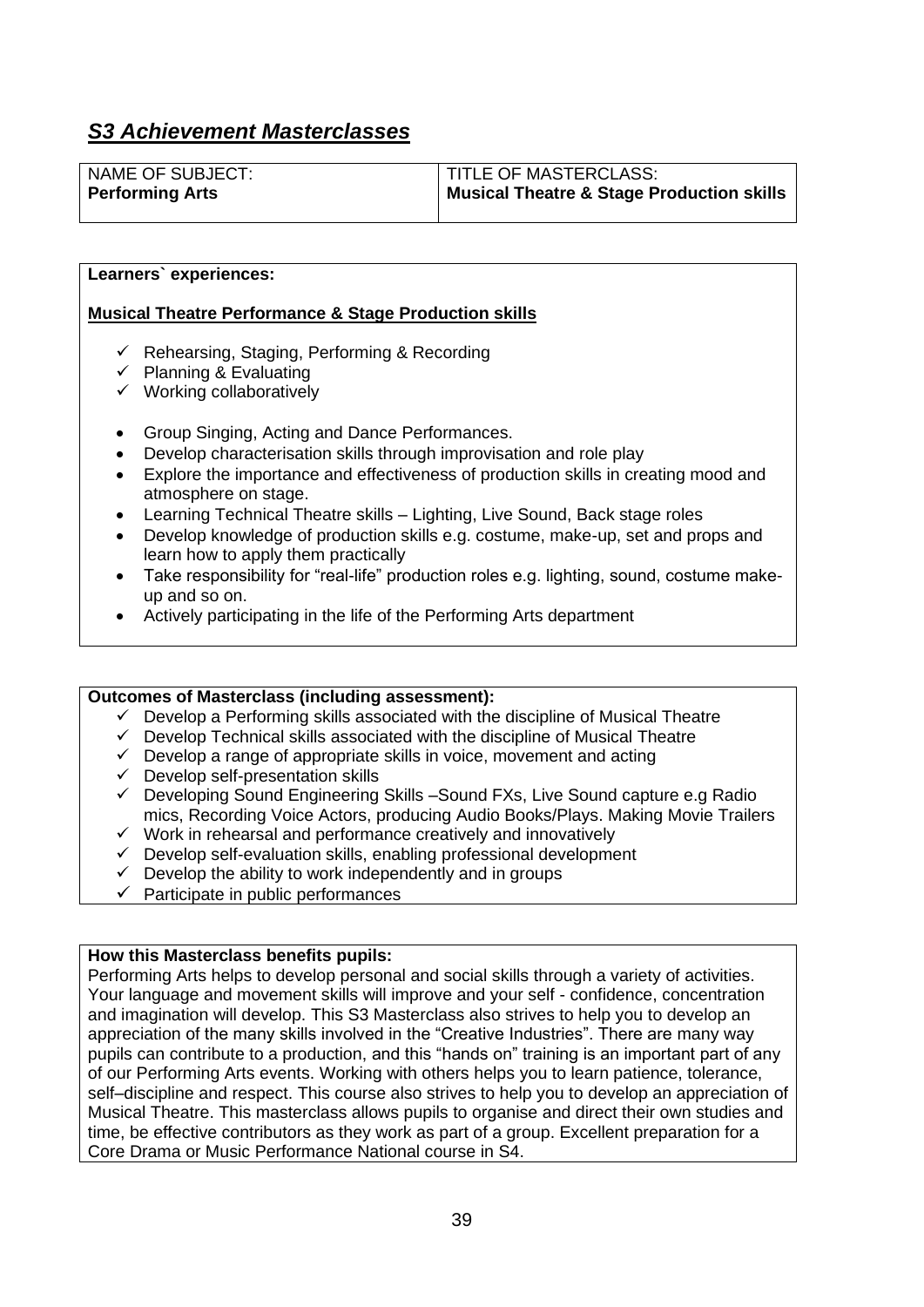## ***S3 Achievement Masterclasses***

| NAME OF SUBJECT: **Performing Arts** | TITLE OF MASTERCLASS: **Musical Theatre & Stage Production skills** |
|---|---|

**Learners` experiences:**

**Musical Theatre Performance & Stage Production skills**

- ✓ Rehearsing, Staging, Performing & Recording
- ✓ Planning & Evaluating
- ✓ Working collaboratively

- Group Singing, Acting and Dance Performances.
- Develop characterisation skills through improvisation and role play
- Explore the importance and effectiveness of production skills in creating mood and atmosphere on stage.
- Learning Technical Theatre skills – Lighting, Live Sound, Back stage roles
- Develop knowledge of production skills e.g. costume, make-up, set and props and learn how to apply them practically
- Take responsibility for "real-life" production roles e.g. lighting, sound, costume make-up and so on.
- Actively participating in the life of the Performing Arts department

**Outcomes of Masterclass (including assessment):**

- ✓ Develop a Performing skills associated with the discipline of Musical Theatre
- ✓ Develop Technical skills associated with the discipline of Musical Theatre
- ✓ Develop a range of appropriate skills in voice, movement and acting
- ✓ Develop self-presentation skills
- ✓ Developing Sound Engineering Skills –Sound FXs, Live Sound capture e.g Radio mics, Recording Voice Actors, producing Audio Books/Plays. Making Movie Trailers
- ✓ Work in rehearsal and performance creatively and innovatively
- ✓ Develop self-evaluation skills, enabling professional development
- ✓ Develop the ability to work independently and in groups
- ✓ Participate in public performances

**How this Masterclass benefits pupils:**

Performing Arts helps to develop personal and social skills through a variety of activities. Your language and movement skills will improve and your self - confidence, concentration and imagination will develop. This S3 Masterclass also strives to help you to develop an appreciation of the many skills involved in the "Creative Industries". There are many way pupils can contribute to a production, and this "hands on" training is an important part of any of our Performing Arts events. Working with others helps you to learn patience, tolerance, self–discipline and respect. This course also strives to help you to develop an appreciation of Musical Theatre. This masterclass allows pupils to organise and direct their own studies and time, be effective contributors as they work as part of a group. Excellent preparation for a Core Drama or Music Performance National course in S4.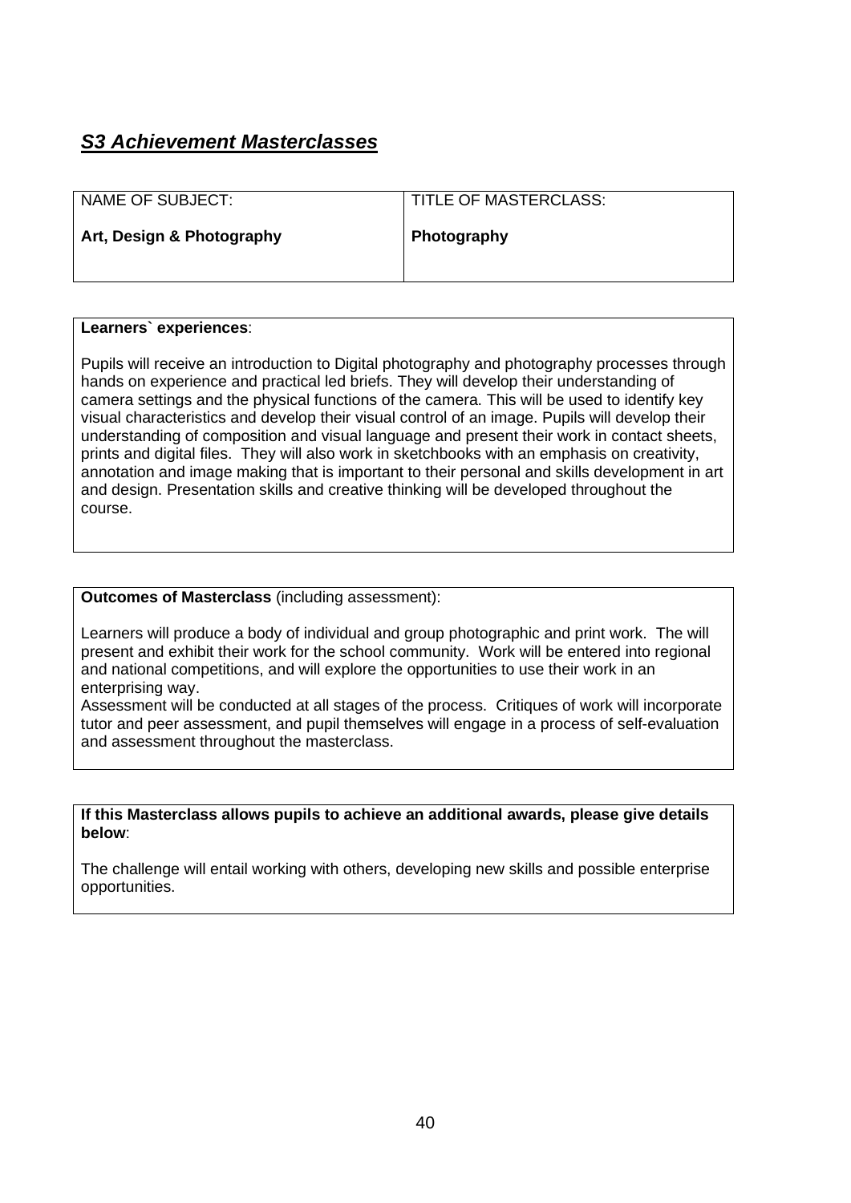## ***S3 Achievement Masterclasses***

| NAME OF SUBJECT: | TITLE OF MASTERCLASS: |
|---|---|
| **Art, Design & Photography** | **Photography** |

**Learners` experiences**:

Pupils will receive an introduction to Digital photography and photography processes through hands on experience and practical led briefs. They will develop their understanding of camera settings and the physical functions of the camera. This will be used to identify key visual characteristics and develop their visual control of an image. Pupils will develop their understanding of composition and visual language and present their work in contact sheets, prints and digital files. They will also work in sketchbooks with an emphasis on creativity, annotation and image making that is important to their personal and skills development in art and design. Presentation skills and creative thinking will be developed throughout the course.

**Outcomes of Masterclass** (including assessment):

Learners will produce a body of individual and group photographic and print work. The will present and exhibit their work for the school community. Work will be entered into regional and national competitions, and will explore the opportunities to use their work in an enterprising way.
Assessment will be conducted at all stages of the process. Critiques of work will incorporate tutor and peer assessment, and pupil themselves will engage in a process of self-evaluation and assessment throughout the masterclass.

**If this Masterclass allows pupils to achieve an additional awards, please give details below**:

The challenge will entail working with others, developing new skills and possible enterprise opportunities.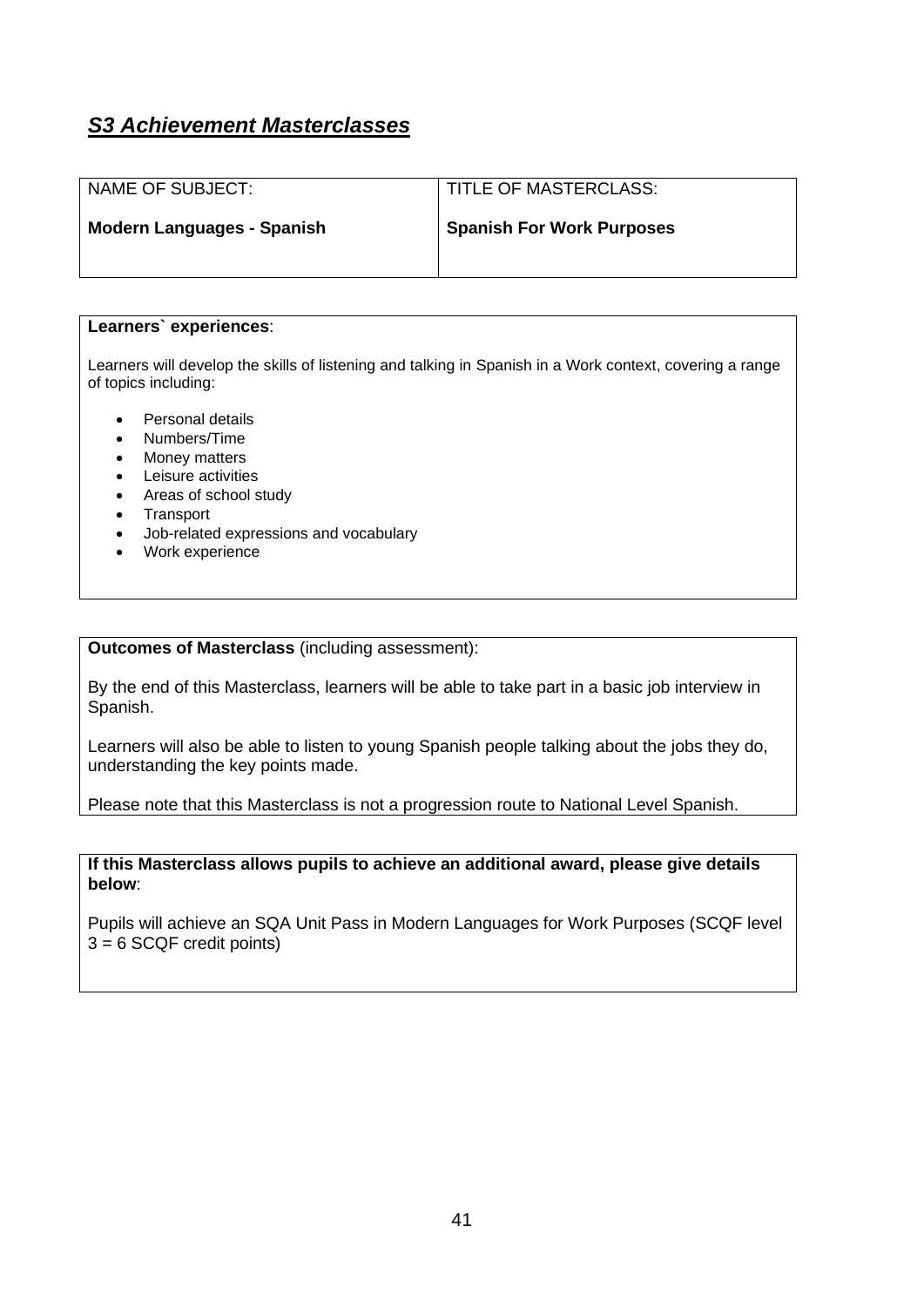## ***S3 Achievement Masterclasses***

| NAME OF SUBJECT:<br><br>**Modern Languages - Spanish** | TITLE OF MASTERCLASS:<br><br>**Spanish For Work Purposes** |
|---|---|

**Learners` experiences**:

Learners will develop the skills of listening and talking in Spanish in a Work context, covering a range of topics including:

- Personal details
- Numbers/Time
- Money matters
- Leisure activities
- Areas of school study
- Transport
- Job-related expressions and vocabulary
- Work experience

**Outcomes of Masterclass** (including assessment):

By the end of this Masterclass, learners will be able to take part in a basic job interview in Spanish.

Learners will also be able to listen to young Spanish people talking about the jobs they do, understanding the key points made.

Please note that this Masterclass is not a progression route to National Level Spanish.

**If this Masterclass allows pupils to achieve an additional award, please give details below**:

Pupils will achieve an SQA Unit Pass in Modern Languages for Work Purposes (SCQF level 3 = 6 SCQF credit points)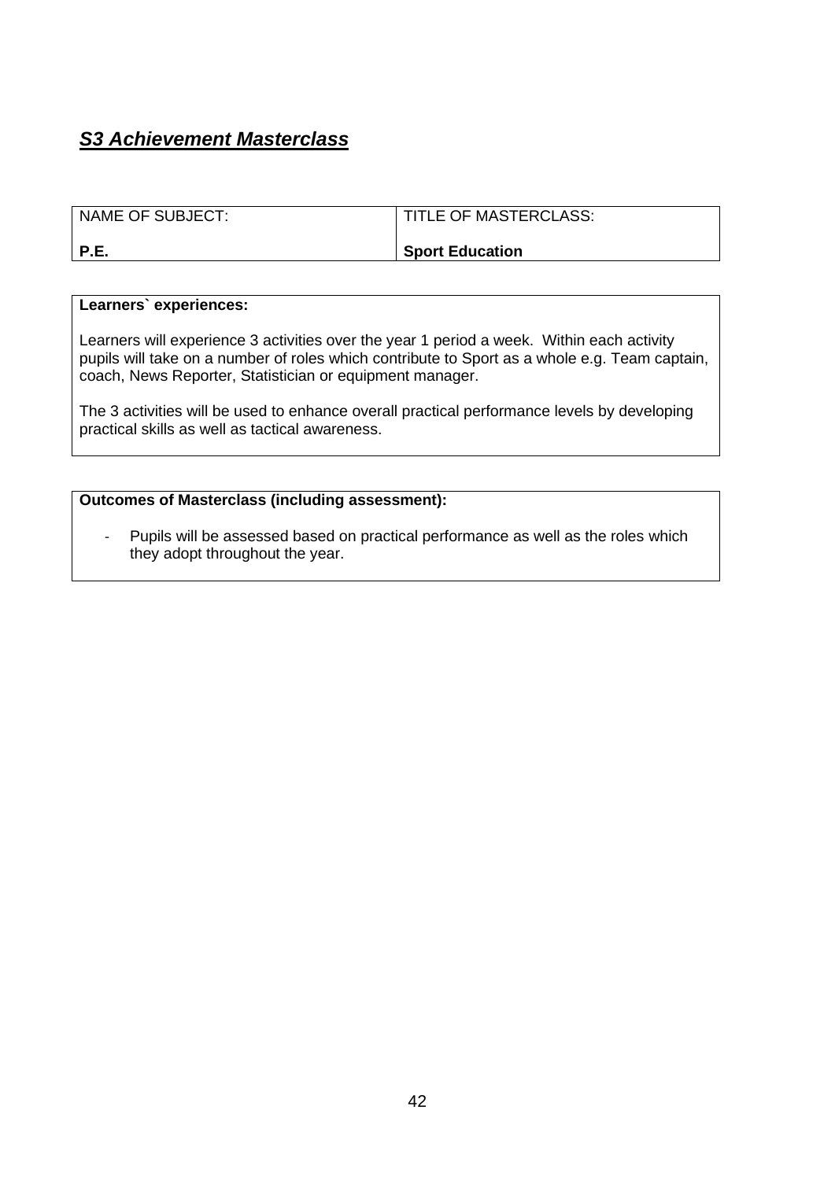## ***S3 Achievement Masterclass***

| NAME OF SUBJECT: | TITLE OF MASTERCLASS: |
|---|---|
| **P.E.** | **Sport Education** |

**Learners` experiences:**

Learners will experience 3 activities over the year 1 period a week. Within each activity pupils will take on a number of roles which contribute to Sport as a whole e.g. Team captain, coach, News Reporter, Statistician or equipment manager.

The 3 activities will be used to enhance overall practical performance levels by developing practical skills as well as tactical awareness.

**Outcomes of Masterclass (including assessment):**

- Pupils will be assessed based on practical performance as well as the roles which they adopt throughout the year.